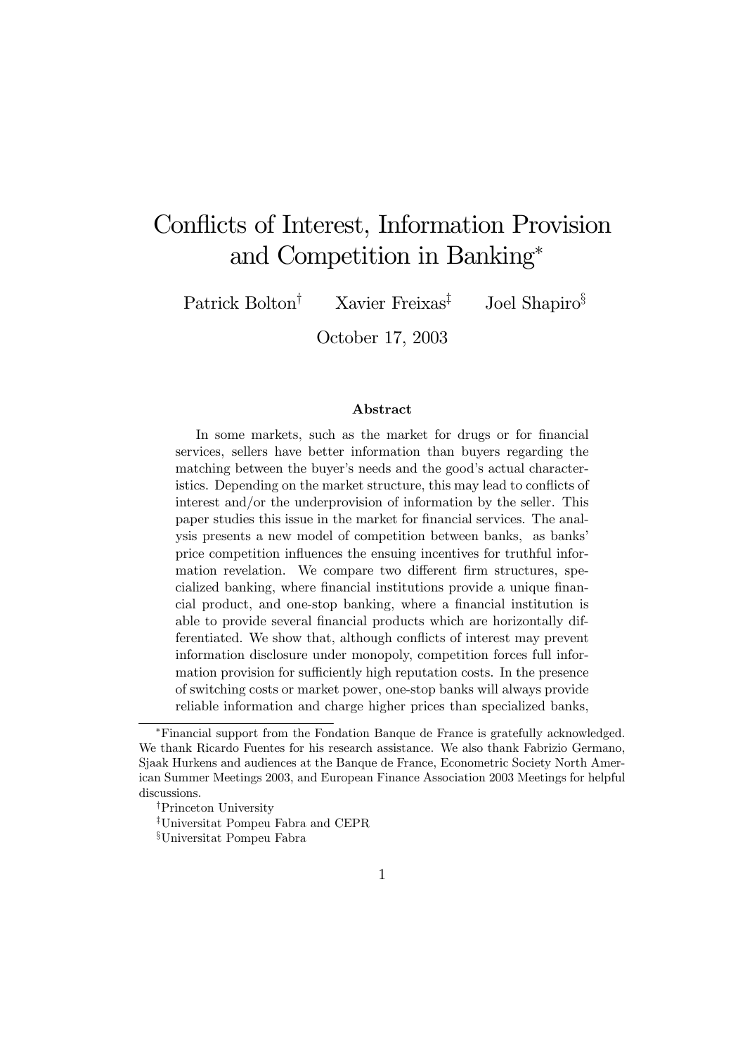# Conflicts of Interest, Information Provision and Competition in Banking*

Patrick Bolton[†] Xavier Freixas[‡] Joel Shapiro[§]

October 17, 2003

### Abstract

In some markets, such as the market for drugs or for financial services, sellers have better information than buyers regarding the matching between the buyer's needs and the good's actual characteristics. Depending on the market structure, this may lead to conflicts of interest and/or the underprovision of information by the seller. This paper studies this issue in the market for financial services. The analysis presents a new model of competition between banks, as banks' price competition influences the ensuing incentives for truthful information revelation. We compare two different firm structures, specialized banking, where financial institutions provide a unique financial product, and one-stop banking, where a financial institution is able to provide several financial products which are horizontally differentiated. We show that, although conflicts of interest may prevent information disclosure under monopoly, competition forces full information provision for sufficiently high reputation costs. In the presence of switching costs or market power, one-stop banks will always provide reliable information and charge higher prices than specialized banks,

---

*Financial support from the Fondation Banque de France is gratefully acknowledged. We thank Ricardo Fuentes for his research assistance. We also thank Fabrizio Germano, Sjaak Hurkens and audiences at the Banque de France, Econometric Society North American Summer Meetings 2003, and European Finance Association 2003 Meetings for helpful discussions.

[†]Princeton University

[‡]Universitat Pompeu Fabra and CEPR

[§]Universitat Pompeu Fabra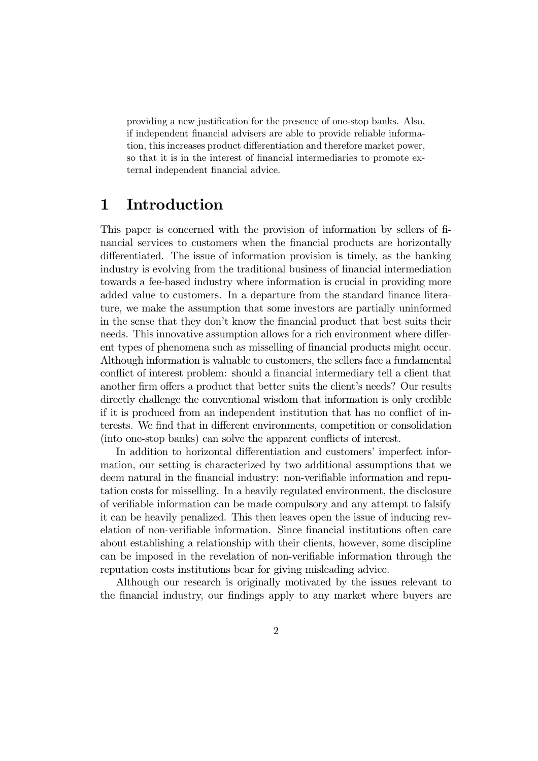providing a new justification for the presence of one-stop banks. Also, if independent financial advisers are able to provide reliable information, this increases product differentiation and therefore market power, so that it is in the interest of financial intermediaries to promote external independent financial advice.

# 1 Introduction

This paper is concerned with the provision of information by sellers of financial services to customers when the financial products are horizontally differentiated. The issue of information provision is timely, as the banking industry is evolving from the traditional business of financial intermediation towards a fee-based industry where information is crucial in providing more added value to customers. In a departure from the standard finance literature, we make the assumption that some investors are partially uninformed in the sense that they don't know the financial product that best suits their needs. This innovative assumption allows for a rich environment where different types of phenomena such as misselling of financial products might occur. Although information is valuable to customers, the sellers face a fundamental conflict of interest problem: should a financial intermediary tell a client that another firm offers a product that better suits the client's needs? Our results directly challenge the conventional wisdom that information is only credible if it is produced from an independent institution that has no conflict of interests. We find that in different environments, competition or consolidation (into one-stop banks) can solve the apparent conflicts of interest.

In addition to horizontal differentiation and customers' imperfect information, our setting is characterized by two additional assumptions that we deem natural in the financial industry: non-verifiable information and reputation costs for misselling. In a heavily regulated environment, the disclosure of verifiable information can be made compulsory and any attempt to falsify it can be heavily penalized. This then leaves open the issue of inducing revelation of non-verifiable information. Since financial institutions often care about establishing a relationship with their clients, however, some discipline can be imposed in the revelation of non-verifiable information through the reputation costs institutions bear for giving misleading advice.

Although our research is originally motivated by the issues relevant to the financial industry, our findings apply to any market where buyers are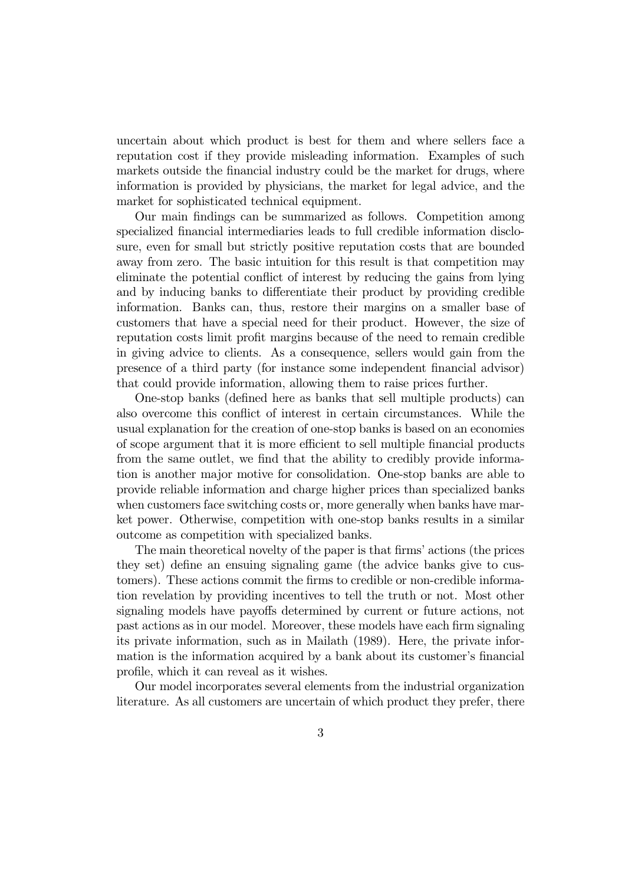uncertain about which product is best for them and where sellers face a reputation cost if they provide misleading information. Examples of such markets outside the financial industry could be the market for drugs, where information is provided by physicians, the market for legal advice, and the market for sophisticated technical equipment.

Our main findings can be summarized as follows. Competition among specialized financial intermediaries leads to full credible information disclosure, even for small but strictly positive reputation costs that are bounded away from zero. The basic intuition for this result is that competition may eliminate the potential conflict of interest by reducing the gains from lying and by inducing banks to differentiate their product by providing credible information. Banks can, thus, restore their margins on a smaller base of customers that have a special need for their product. However, the size of reputation costs limit profit margins because of the need to remain credible in giving advice to clients. As a consequence, sellers would gain from the presence of a third party (for instance some independent financial advisor) that could provide information, allowing them to raise prices further.

One-stop banks (defined here as banks that sell multiple products) can also overcome this conflict of interest in certain circumstances. While the usual explanation for the creation of one-stop banks is based on an economies of scope argument that it is more efficient to sell multiple financial products from the same outlet, we find that the ability to credibly provide information is another major motive for consolidation. One-stop banks are able to provide reliable information and charge higher prices than specialized banks when customers face switching costs or, more generally when banks have market power. Otherwise, competition with one-stop banks results in a similar outcome as competition with specialized banks.

The main theoretical novelty of the paper is that firms' actions (the prices they set) define an ensuing signaling game (the advice banks give to customers). These actions commit the firms to credible or non-credible information revelation by providing incentives to tell the truth or not. Most other signaling models have payoffs determined by current or future actions, not past actions as in our model. Moreover, these models have each firm signaling its private information, such as in Mailath (1989). Here, the private information is the information acquired by a bank about its customer's financial profile, which it can reveal as it wishes.

Our model incorporates several elements from the industrial organization literature. As all customers are uncertain of which product they prefer, there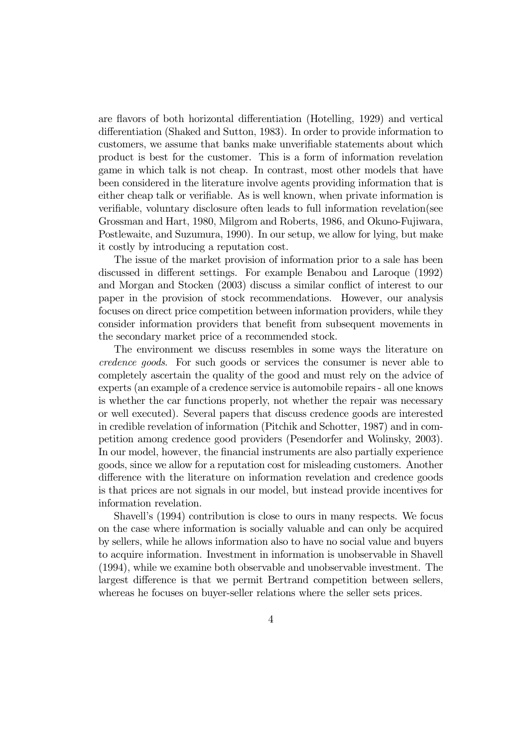are flavors of both horizontal differentiation (Hotelling, 1929) and vertical differentiation (Shaked and Sutton, 1983). In order to provide information to customers, we assume that banks make unverifiable statements about which product is best for the customer. This is a form of information revelation game in which talk is not cheap. In contrast, most other models that have been considered in the literature involve agents providing information that is either cheap talk or verifiable. As is well known, when private information is verifiable, voluntary disclosure often leads to full information revelation(see Grossman and Hart, 1980, Milgrom and Roberts, 1986, and Okuno-Fujiwara, Postlewaite, and Suzumura, 1990). In our setup, we allow for lying, but make it costly by introducing a reputation cost.

The issue of the market provision of information prior to a sale has been discussed in different settings. For example Benabou and Laroque (1992) and Morgan and Stocken (2003) discuss a similar conflict of interest to our paper in the provision of stock recommendations. However, our analysis focuses on direct price competition between information providers, while they consider information providers that benefit from subsequent movements in the secondary market price of a recommended stock.

The environment we discuss resembles in some ways the literature on *credence goods*. For such goods or services the consumer is never able to completely ascertain the quality of the good and must rely on the advice of experts (an example of a credence service is automobile repairs - all one knows is whether the car functions properly, not whether the repair was necessary or well executed). Several papers that discuss credence goods are interested in credible revelation of information (Pitchik and Schotter, 1987) and in competition among credence good providers (Pesendorfer and Wolinsky, 2003). In our model, however, the financial instruments are also partially experience goods, since we allow for a reputation cost for misleading customers. Another difference with the literature on information revelation and credence goods is that prices are not signals in our model, but instead provide incentives for information revelation.

Shavell's (1994) contribution is close to ours in many respects. We focus on the case where information is socially valuable and can only be acquired by sellers, while he allows information also to have no social value and buyers to acquire information. Investment in information is unobservable in Shavell (1994), while we examine both observable and unobservable investment. The largest difference is that we permit Bertrand competition between sellers, whereas he focuses on buyer-seller relations where the seller sets prices.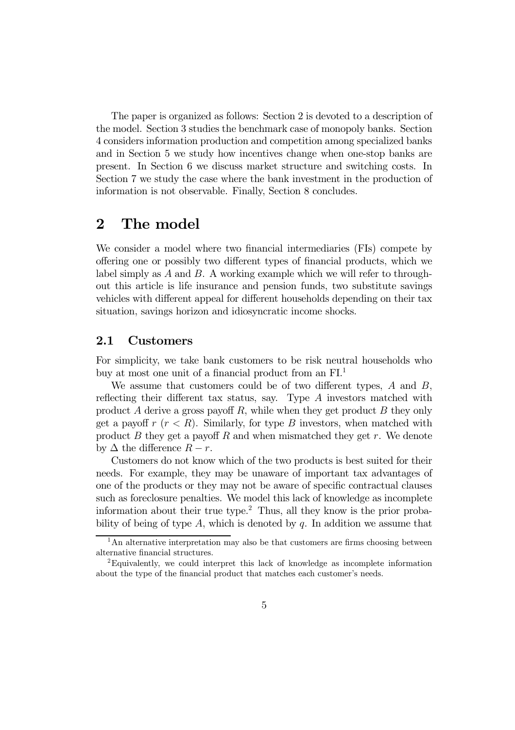The paper is organized as follows: Section 2 is devoted to a description of the model. Section 3 studies the benchmark case of monopoly banks. Section 4 considers information production and competition among specialized banks and in Section 5 we study how incentives change when one-stop banks are present. In Section 6 we discuss market structure and switching costs. In Section 7 we study the case where the bank investment in the production of information is not observable. Finally, Section 8 concludes.

# 2 The model

We consider a model where two financial intermediaries (FIs) compete by offering one or possibly two different types of financial products, which we label simply as $A$ and $B$. A working example which we will refer to throughout this article is life insurance and pension funds, two substitute savings vehicles with different appeal for different households depending on their tax situation, savings horizon and idiosyncratic income shocks.

## 2.1 Customers

For simplicity, we take bank customers to be risk neutral households who buy at most one unit of a financial product from an FI.[1]

We assume that customers could be of two different types, $A$ and $B$, reflecting their different tax status, say. Type $A$ investors matched with product $A$ derive a gross payoff $R$, while when they get product $B$ they only get a payoff $r$ ($r < R$). Similarly, for type $B$ investors, when matched with product $B$ they get a payoff $R$ and when mismatched they get $r$. We denote by $\Delta$ the difference $R - r$.

Customers do not know which of the two products is best suited for their needs. For example, they may be unaware of important tax advantages of one of the products or they may not be aware of specific contractual clauses such as foreclosure penalties. We model this lack of knowledge as incomplete information about their true type.[2] Thus, all they know is the prior probability of being of type $A$, which is denoted by $q$. In addition we assume that

---

[1] An alternative interpretation may also be that customers are firms choosing between alternative financial structures.

[2] Equivalently, we could interpret this lack of knowledge as incomplete information about the type of the financial product that matches each customer's needs.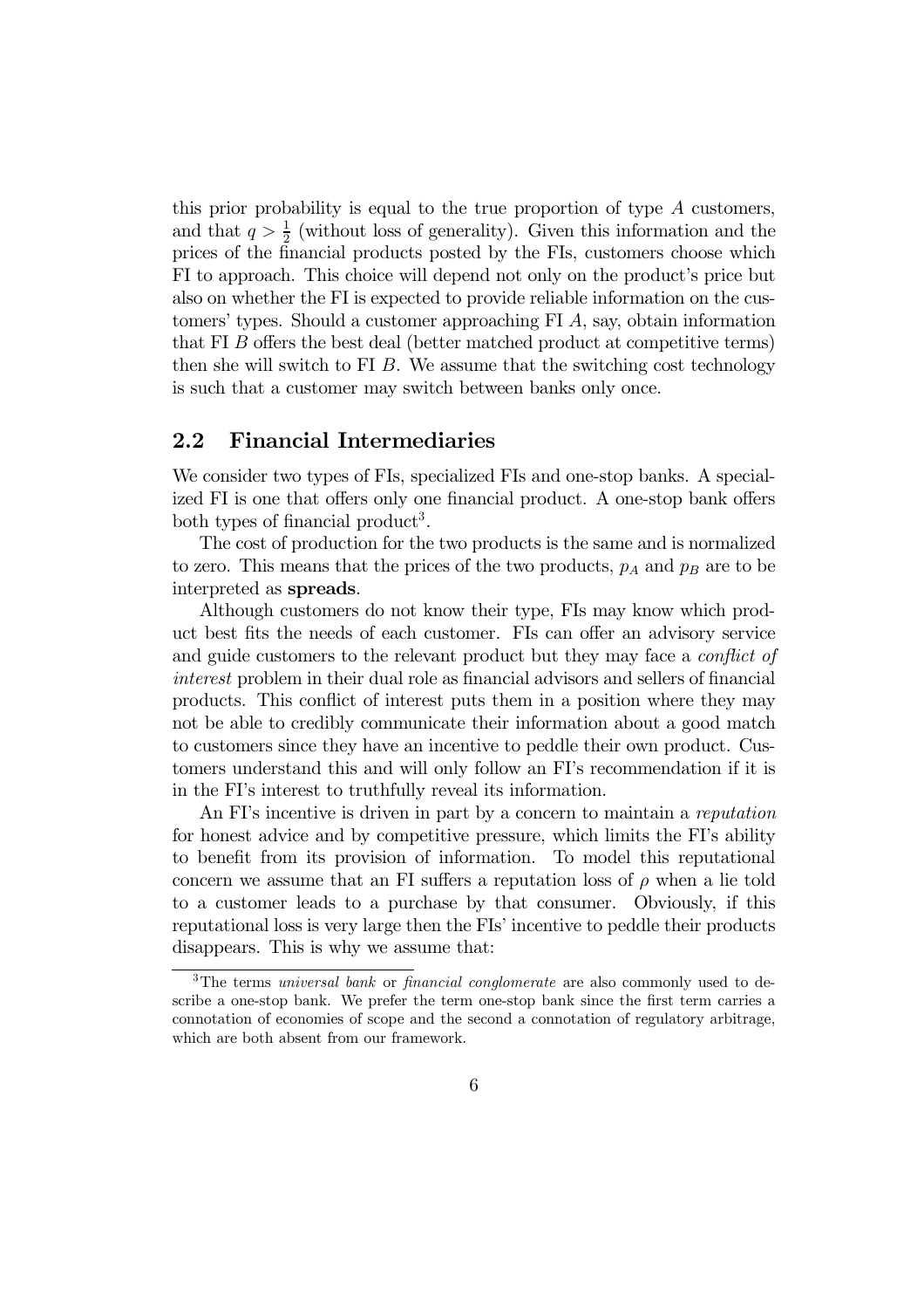this prior probability is equal to the true proportion of type $A$ customers, and that $q > \frac{1}{2}$ (without loss of generality). Given this information and the prices of the financial products posted by the FIs, customers choose which FI to approach. This choice will depend not only on the product's price but also on whether the FI is expected to provide reliable information on the customers' types. Should a customer approaching FI $A$, say, obtain information that FI $B$ offers the best deal (better matched product at competitive terms) then she will switch to FI $B$. We assume that the switching cost technology is such that a customer may switch between banks only once.

## 2.2 Financial Intermediaries

We consider two types of FIs, specialized FIs and one-stop banks. A specialized FI is one that offers only one financial product. A one-stop bank offers both types of financial product[3].

The cost of production for the two products is the same and is normalized to zero. This means that the prices of the two products, $p_A$ and $p_B$ are to be interpreted as **spreads**.

Although customers do not know their type, FIs may know which product best fits the needs of each customer. FIs can offer an advisory service and guide customers to the relevant product but they may face a *conflict of interest* problem in their dual role as financial advisors and sellers of financial products. This conflict of interest puts them in a position where they may not be able to credibly communicate their information about a good match to customers since they have an incentive to peddle their own product. Customers understand this and will only follow an FI's recommendation if it is in the FI's interest to truthfully reveal its information.

An FI's incentive is driven in part by a concern to maintain a *reputation* for honest advice and by competitive pressure, which limits the FI's ability to benefit from its provision of information. To model this reputational concern we assume that an FI suffers a reputation loss of $\rho$ when a lie told to a customer leads to a purchase by that consumer. Obviously, if this reputational loss is very large then the FIs' incentive to peddle their products disappears. This is why we assume that:

[3] The terms *universal bank* or *financial conglomerate* are also commonly used to describe a one-stop bank. We prefer the term one-stop bank since the first term carries a connotation of economies of scope and the second a connotation of regulatory arbitrage, which are both absent from our framework.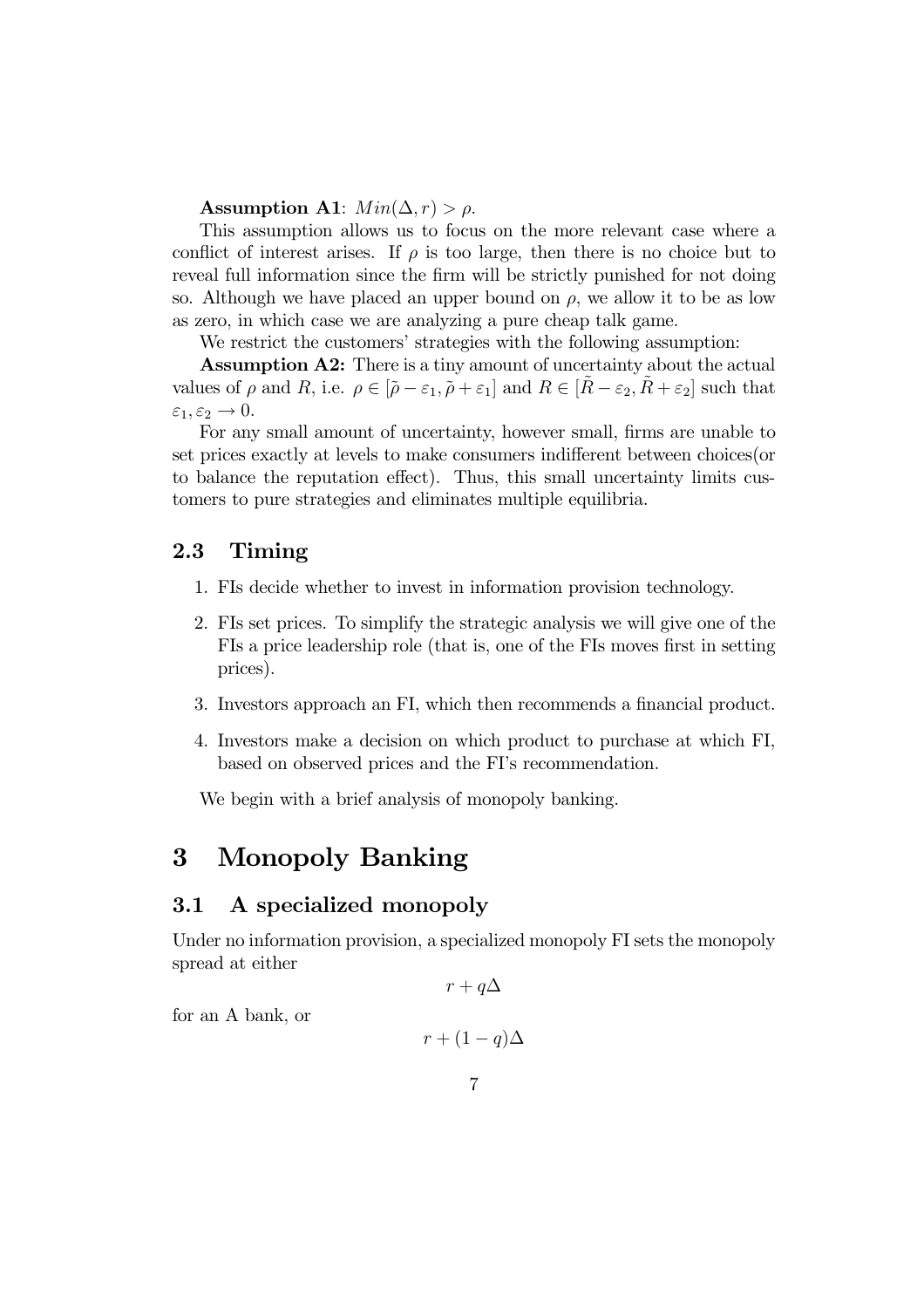**Assumption A1**: $Min(\Delta, r) > \rho$.

This assumption allows us to focus on the more relevant case where a conflict of interest arises. If $\rho$ is too large, then there is no choice but to reveal full information since the firm will be strictly punished for not doing so. Although we have placed an upper bound on $\rho$, we allow it to be as low as zero, in which case we are analyzing a pure cheap talk game.

We restrict the customers' strategies with the following assumption:

**Assumption A2:** There is a tiny amount of uncertainty about the actual values of $\rho$ and $R$, i.e. $\rho \in [\tilde{\rho} - \varepsilon_1, \tilde{\rho} + \varepsilon_1]$ and $R \in [\tilde{R} - \varepsilon_2, \tilde{R} + \varepsilon_2]$ such that $\varepsilon_1, \varepsilon_2 \to 0$.

For any small amount of uncertainty, however small, firms are unable to set prices exactly at levels to make consumers indifferent between choices(or to balance the reputation effect). Thus, this small uncertainty limits customers to pure strategies and eliminates multiple equilibria.

## 2.3 Timing

1. FIs decide whether to invest in information provision technology.
2. FIs set prices. To simplify the strategic analysis we will give one of the FIs a price leadership role (that is, one of the FIs moves first in setting prices).
3. Investors approach an FI, which then recommends a financial product.
4. Investors make a decision on which product to purchase at which FI, based on observed prices and the FI's recommendation.

We begin with a brief analysis of monopoly banking.

# 3 Monopoly Banking

## 3.1 A specialized monopoly

Under no information provision, a specialized monopoly FI sets the monopoly spread at either

$$r + q\Delta$$

for an A bank, or

$$r + (1 - q)\Delta$$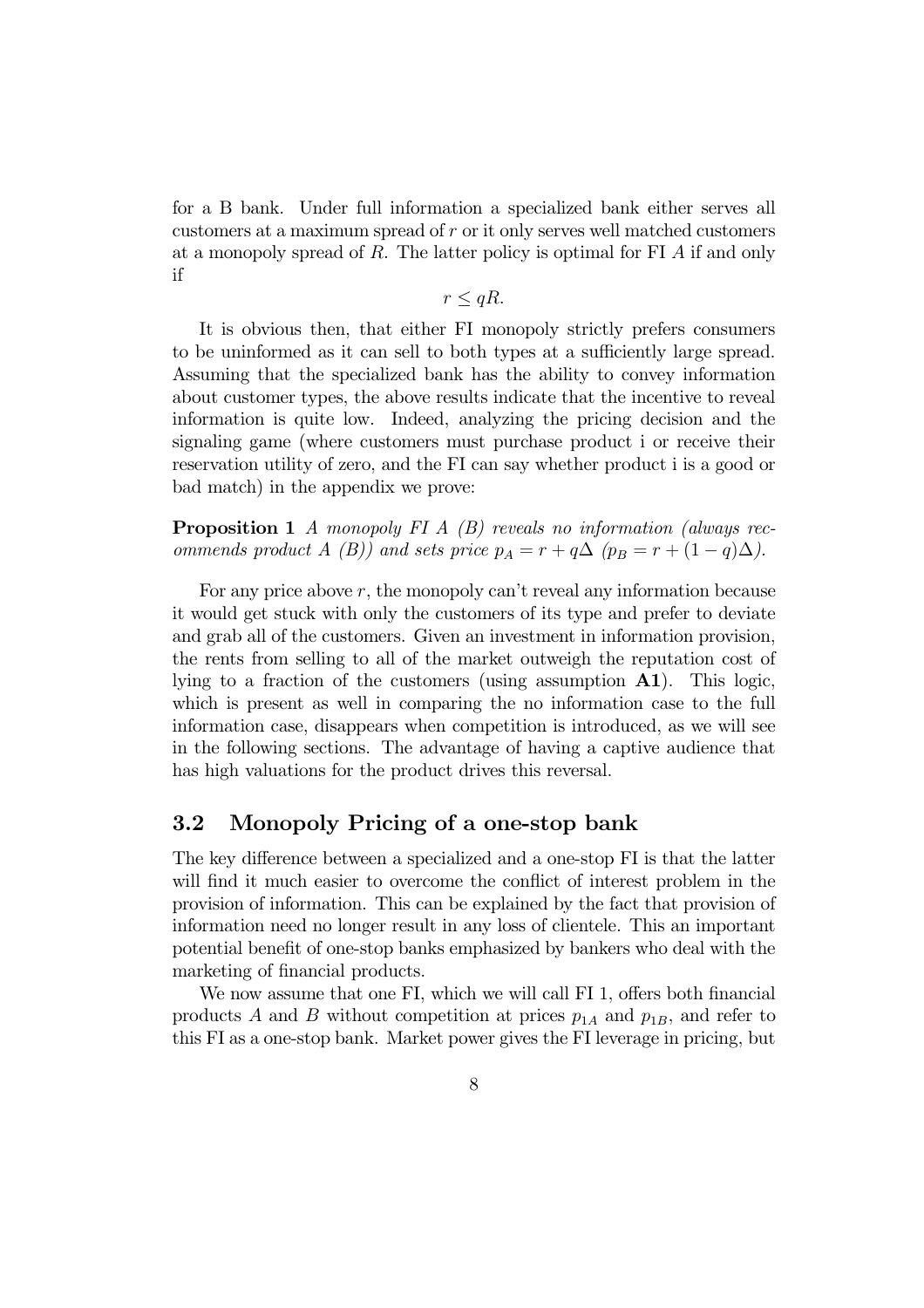for a B bank. Under full information a specialized bank either serves all customers at a maximum spread of $r$ or it only serves well matched customers at a monopoly spread of $R$. The latter policy is optimal for FI $A$ if and only if

$$r \leq qR.$$

It is obvious then, that either FI monopoly strictly prefers consumers to be uninformed as it can sell to both types at a sufficiently large spread. Assuming that the specialized bank has the ability to convey information about customer types, the above results indicate that the incentive to reveal information is quite low. Indeed, analyzing the pricing decision and the signaling game (where customers must purchase product i or receive their reservation utility of zero, and the FI can say whether product i is a good or bad match) in the appendix we prove:

**Proposition 1** *A monopoly FI $A$ ($B$) reveals no information (always recommends product $A$ ($B$)) and sets price $p_A = r + q\Delta$ ($p_B = r + (1-q)\Delta$).*

For any price above $r$, the monopoly can't reveal any information because it would get stuck with only the customers of its type and prefer to deviate and grab all of the customers. Given an investment in information provision, the rents from selling to all of the market outweigh the reputation cost of lying to a fraction of the customers (using assumption **A1**). This logic, which is present as well in comparing the no information case to the full information case, disappears when competition is introduced, as we will see in the following sections. The advantage of having a captive audience that has high valuations for the product drives this reversal.

## 3.2 Monopoly Pricing of a one-stop bank

The key difference between a specialized and a one-stop FI is that the latter will find it much easier to overcome the conflict of interest problem in the provision of information. This can be explained by the fact that provision of information need no longer result in any loss of clientele. This an important potential benefit of one-stop banks emphasized by bankers who deal with the marketing of financial products.

We now assume that one FI, which we will call FI 1, offers both financial products $A$ and $B$ without competition at prices $p_{1A}$ and $p_{1B}$, and refer to this FI as a one-stop bank. Market power gives the FI leverage in pricing, but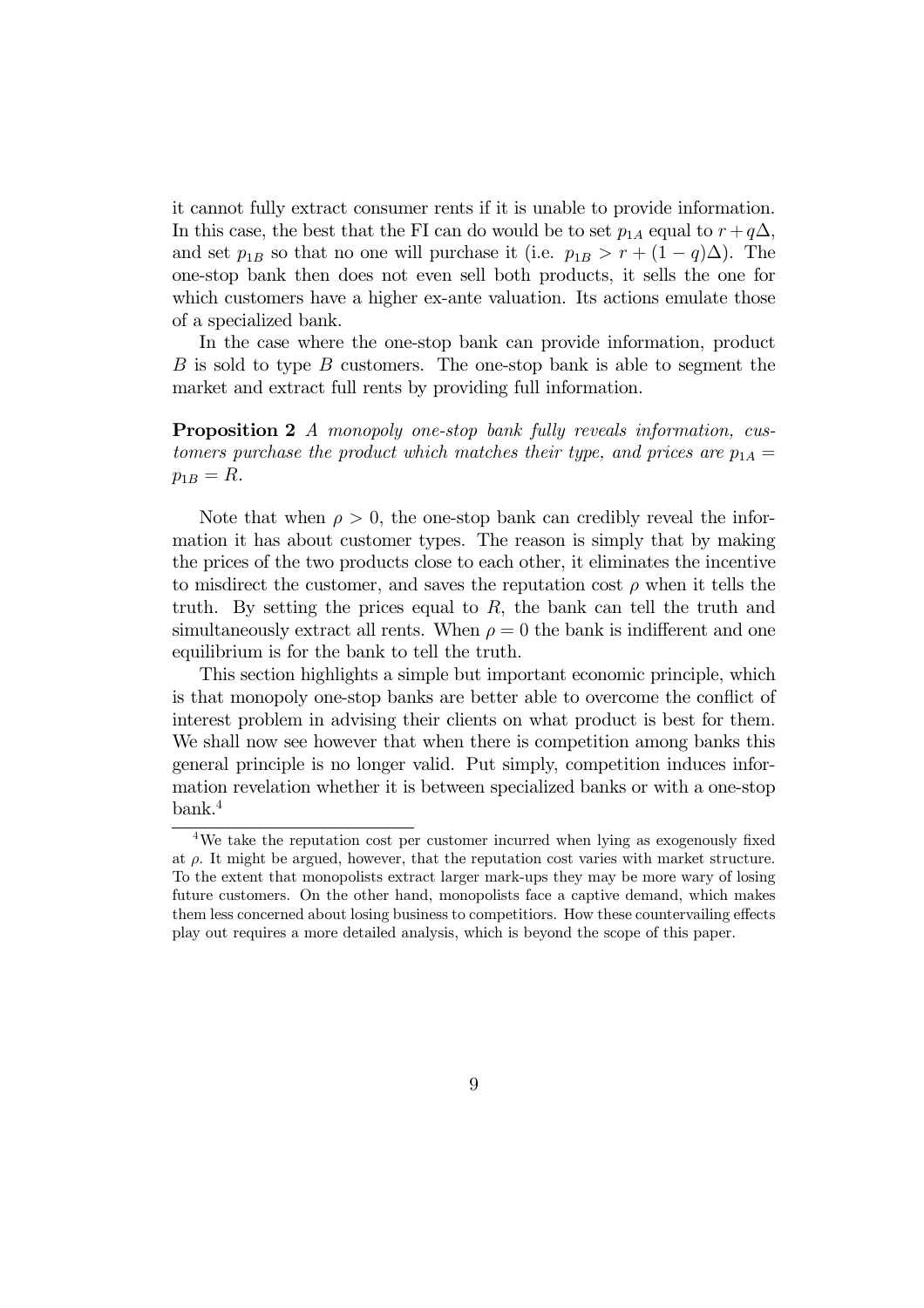it cannot fully extract consumer rents if it is unable to provide information. In this case, the best that the FI can do would be to set $p_{1A}$ equal to $r + q\Delta$, and set $p_{1B}$ so that no one will purchase it (i.e. $p_{1B} > r + (1-q)\Delta$). The one-stop bank then does not even sell both products, it sells the one for which customers have a higher ex-ante valuation. Its actions emulate those of a specialized bank.

In the case where the one-stop bank can provide information, product $B$ is sold to type $B$ customers. The one-stop bank is able to segment the market and extract full rents by providing full information.

**Proposition 2** *A monopoly one-stop bank fully reveals information, customers purchase the product which matches their type, and prices are* $p_{1A} = p_{1B} = R$.

Note that when $\rho > 0$, the one-stop bank can credibly reveal the information it has about customer types. The reason is simply that by making the prices of the two products close to each other, it eliminates the incentive to misdirect the customer, and saves the reputation cost $\rho$ when it tells the truth. By setting the prices equal to $R$, the bank can tell the truth and simultaneously extract all rents. When $\rho = 0$ the bank is indifferent and one equilibrium is for the bank to tell the truth.

This section highlights a simple but important economic principle, which is that monopoly one-stop banks are better able to overcome the conflict of interest problem in advising their clients on what product is best for them. We shall now see however that when there is competition among banks this general principle is no longer valid. Put simply, competition induces information revelation whether it is between specialized banks or with a one-stop bank.[4]

[4] We take the reputation cost per customer incurred when lying as exogenously fixed at $\rho$. It might be argued, however, that the reputation cost varies with market structure. To the extent that monopolists extract larger mark-ups they may be more wary of losing future customers. On the other hand, monopolists face a captive demand, which makes them less concerned about losing business to competitiors. How these countervailing effects play out requires a more detailed analysis, which is beyond the scope of this paper.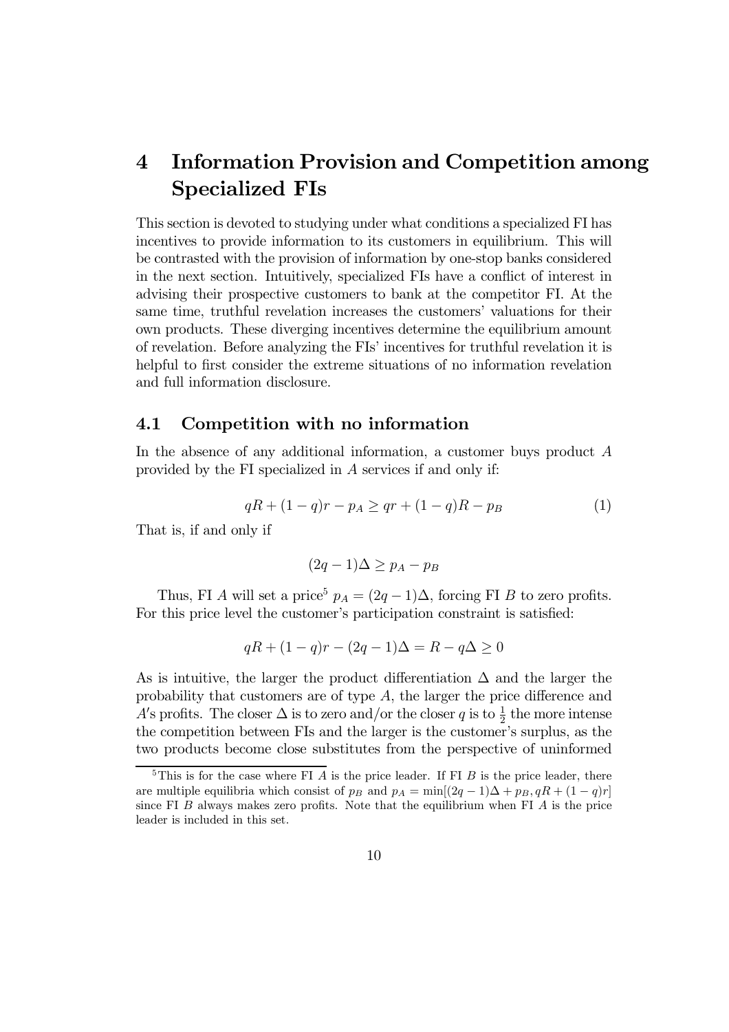# 4 Information Provision and Competition among Specialized FIs

This section is devoted to studying under what conditions a specialized FI has incentives to provide information to its customers in equilibrium. This will be contrasted with the provision of information by one-stop banks considered in the next section. Intuitively, specialized FIs have a conflict of interest in advising their prospective customers to bank at the competitor FI. At the same time, truthful revelation increases the customers' valuations for their own products. These diverging incentives determine the equilibrium amount of revelation. Before analyzing the FIs' incentives for truthful revelation it is helpful to first consider the extreme situations of no information revelation and full information disclosure.

## 4.1 Competition with no information

In the absence of any additional information, a customer buys product $A$ provided by the FI specialized in $A$ services if and only if:

$$qR + (1-q)r - p_A \geq qr + (1-q)R - p_B \tag{1}$$

That is, if and only if

$$(2q-1)\Delta \geq p_A - p_B$$

Thus, FI $A$ will set a price[5] $p_A = (2q-1)\Delta$, forcing FI $B$ to zero profits. For this price level the customer's participation constraint is satisfied:

$$qR + (1-q)r - (2q-1)\Delta = R - q\Delta \geq 0$$

As is intuitive, the larger the product differentiation $\Delta$ and the larger the probability that customers are of type $A$, the larger the price difference and $A$'s profits. The closer $\Delta$ is to zero and/or the closer $q$ is to $\frac{1}{2}$ the more intense the competition between FIs and the larger is the customer's surplus, as the two products become close substitutes from the perspective of uninformed

[5] This is for the case where FI $A$ is the price leader. If FI $B$ is the price leader, there are multiple equilibria which consist of $p_B$ and $p_A = \min[(2q-1)\Delta + p_B, qR + (1-q)r]$ since FI $B$ always makes zero profits. Note that the equilibrium when FI $A$ is the price leader is included in this set.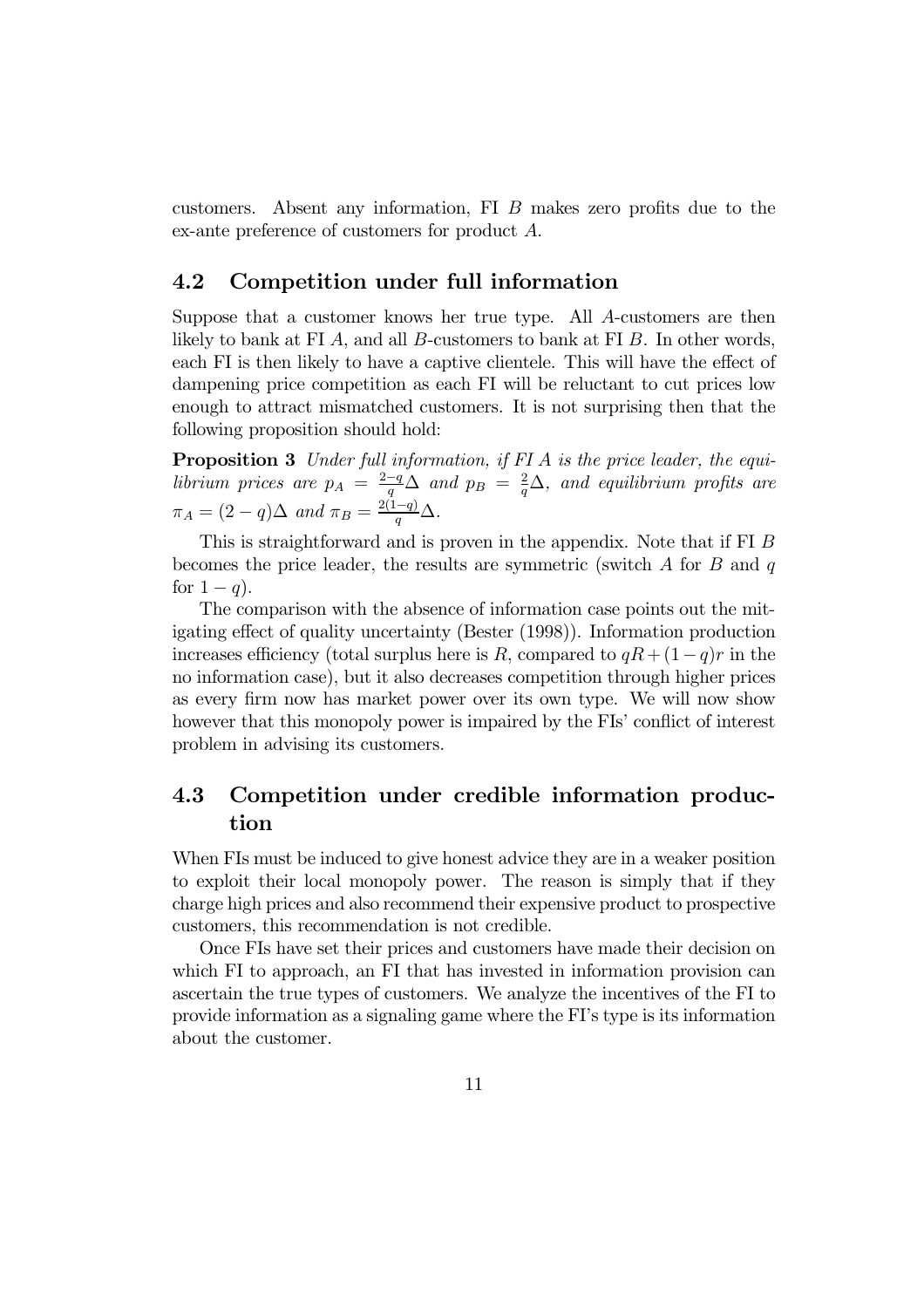customers. Absent any information, FI $B$ makes zero profits due to the ex-ante preference of customers for product $A$.

## 4.2 Competition under full information

Suppose that a customer knows her true type. All $A$-customers are then likely to bank at FI $A$, and all $B$-customers to bank at FI $B$. In other words, each FI is then likely to have a captive clientele. This will have the effect of dampening price competition as each FI will be reluctant to cut prices low enough to attract mismatched customers. It is not surprising then that the following proposition should hold:

**Proposition 3** *Under full information, if FI $A$ is the price leader, the equilibrium prices are $p_A = \frac{2-q}{q}\Delta$ and $p_B = \frac{2}{q}\Delta$, and equilibrium profits are $\pi_A = (2-q)\Delta$ and $\pi_B = \frac{2(1-q)}{q}\Delta$.*

This is straightforward and is proven in the appendix. Note that if FI $B$ becomes the price leader, the results are symmetric (switch $A$ for $B$ and $q$ for $1-q$).

The comparison with the absence of information case points out the mitigating effect of quality uncertainty (Bester (1998)). Information production increases efficiency (total surplus here is $R$, compared to $qR + (1-q)r$ in the no information case), but it also decreases competition through higher prices as every firm now has market power over its own type. We will now show however that this monopoly power is impaired by the FIs' conflict of interest problem in advising its customers.

## 4.3 Competition under credible information production

When FIs must be induced to give honest advice they are in a weaker position to exploit their local monopoly power. The reason is simply that if they charge high prices and also recommend their expensive product to prospective customers, this recommendation is not credible.

Once FIs have set their prices and customers have made their decision on which FI to approach, an FI that has invested in information provision can ascertain the true types of customers. We analyze the incentives of the FI to provide information as a signaling game where the FI's type is its information about the customer.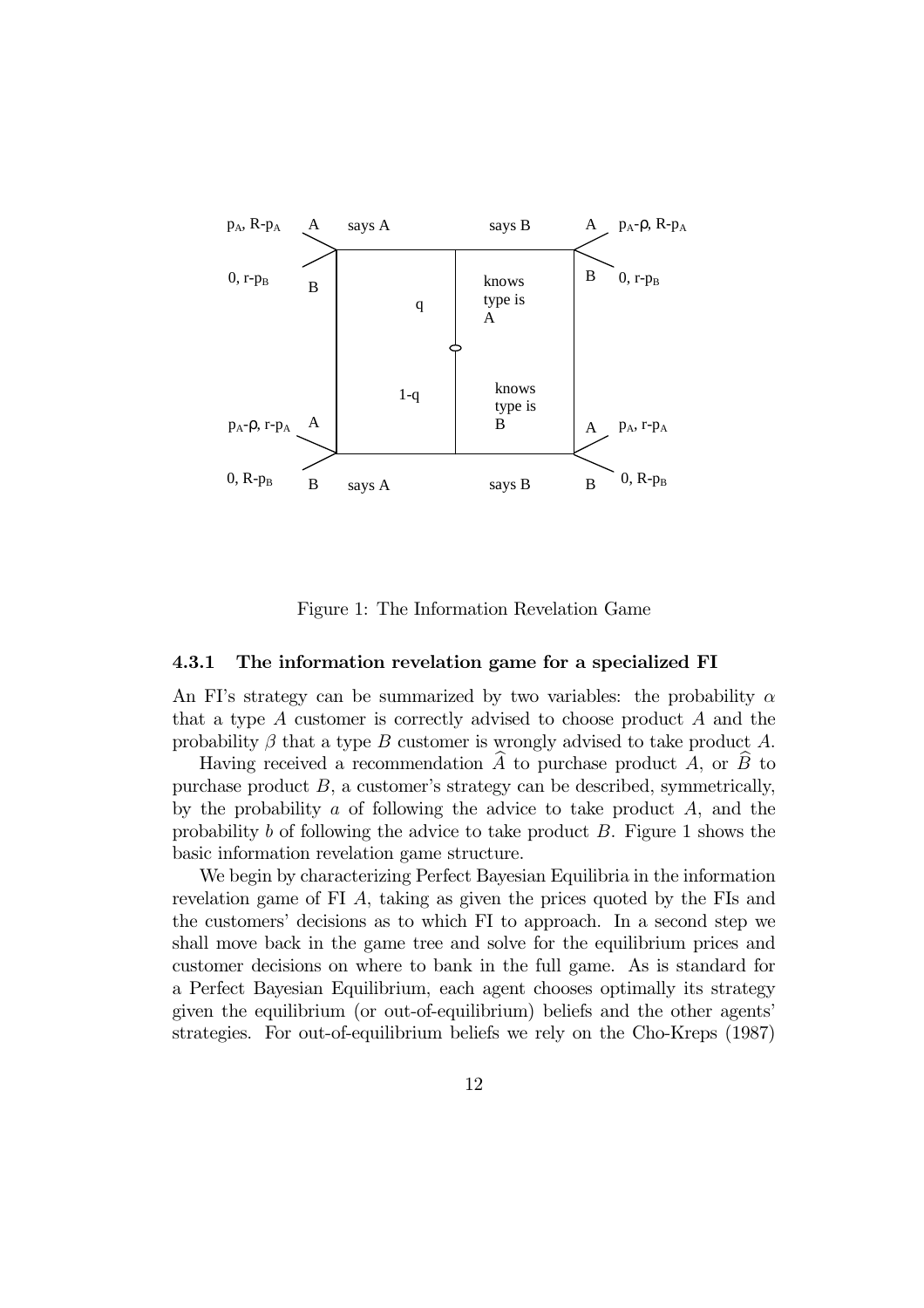Figure 1: The Information Revelation Game

#### 4.3.1 The information revelation game for a specialized FI

An FI's strategy can be summarized by two variables: the probability $\alpha$ that a type $A$ customer is correctly advised to choose product $A$ and the probability $\beta$ that a type $B$ customer is wrongly advised to take product $A$.

Having received a recommendation $\widehat{A}$ to purchase product $A$, or $\widehat{B}$ to purchase product $B$, a customer's strategy can be described, symmetrically, by the probability $a$ of following the advice to take product $A$, and the probability $b$ of following the advice to take product $B$. Figure 1 shows the basic information revelation game structure.

We begin by characterizing Perfect Bayesian Equilibria in the information revelation game of FI $A$, taking as given the prices quoted by the FIs and the customers' decisions as to which FI to approach. In a second step we shall move back in the game tree and solve for the equilibrium prices and customer decisions on where to bank in the full game. As is standard for a Perfect Bayesian Equilibrium, each agent chooses optimally its strategy given the equilibrium (or out-of-equilibrium) beliefs and the other agents' strategies. For out-of-equilibrium beliefs we rely on the Cho-Kreps (1987)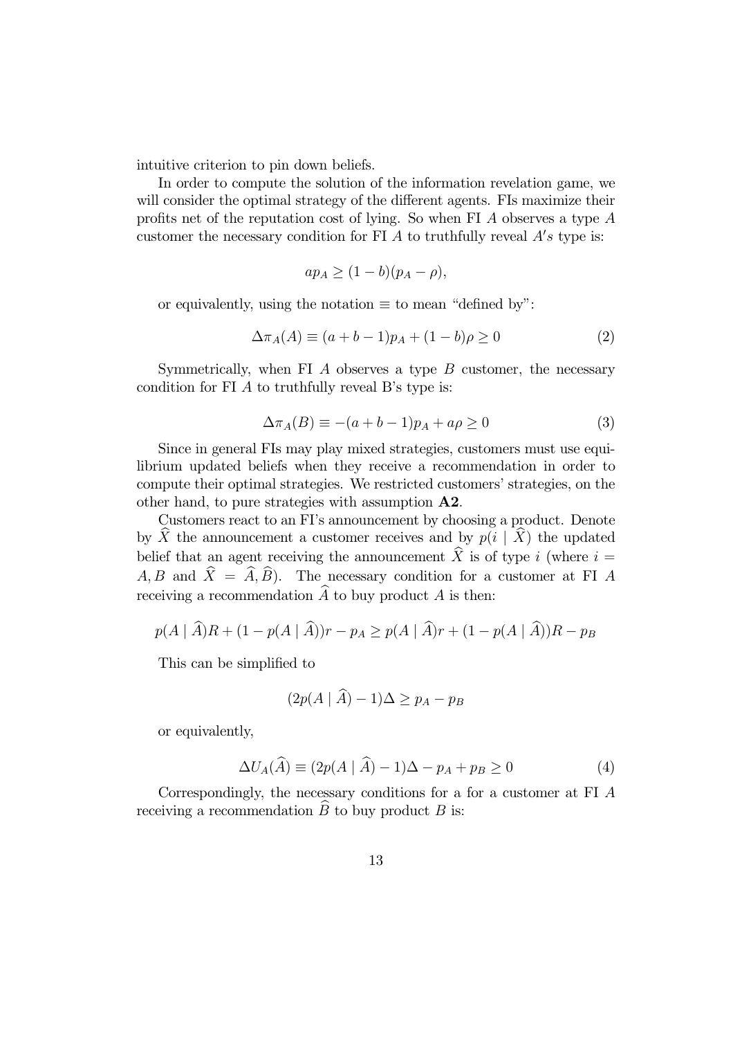intuitive criterion to pin down beliefs.

In order to compute the solution of the information revelation game, we will consider the optimal strategy of the different agents. FIs maximize their profits net of the reputation cost of lying. So when FI $A$ observes a type $A$ customer the necessary condition for FI $A$ to truthfully reveal $A's$ type is:

$$ap_A \geq (1-b)(p_A - \rho),$$

or equivalently, using the notation $\equiv$ to mean "defined by":

$$\Delta\pi_A(A) \equiv (a+b-1)p_A + (1-b)\rho \geq 0 \tag{2}$$

Symmetrically, when FI $A$ observes a type $B$ customer, the necessary condition for FI $A$ to truthfully reveal B's type is:

$$\Delta\pi_A(B) \equiv -(a+b-1)p_A + a\rho \geq 0 \tag{3}$$

Since in general FIs may play mixed strategies, customers must use equilibrium updated beliefs when they receive a recommendation in order to compute their optimal strategies. We restricted customers' strategies, on the other hand, to pure strategies with assumption **A2**.

Customers react to an FI's announcement by choosing a product. Denote by $\widehat{X}$ the announcement a customer receives and by $p(i \mid \widehat{X})$ the updated belief that an agent receiving the announcement $\widehat{X}$ is of type $i$ (where $i = A, B$ and $\widehat{X} = \widehat{A}, \widehat{B}$). The necessary condition for a customer at FI $A$ receiving a recommendation $\widehat{A}$ to buy product $A$ is then:

$$p(A \mid \widehat{A})R + (1 - p(A \mid \widehat{A}))r - p_A \geq p(A \mid \widehat{A})r + (1 - p(A \mid \widehat{A}))R - p_B$$

This can be simplified to

$$(2p(A \mid \widehat{A}) - 1)\Delta \geq p_A - p_B$$

or equivalently,

$$\Delta U_A(\widehat{A}) \equiv (2p(A \mid \widehat{A}) - 1)\Delta - p_A + p_B \geq 0 \tag{4}$$

Correspondingly, the necessary conditions for a for a customer at FI $A$ receiving a recommendation $\widehat{B}$ to buy product $B$ is: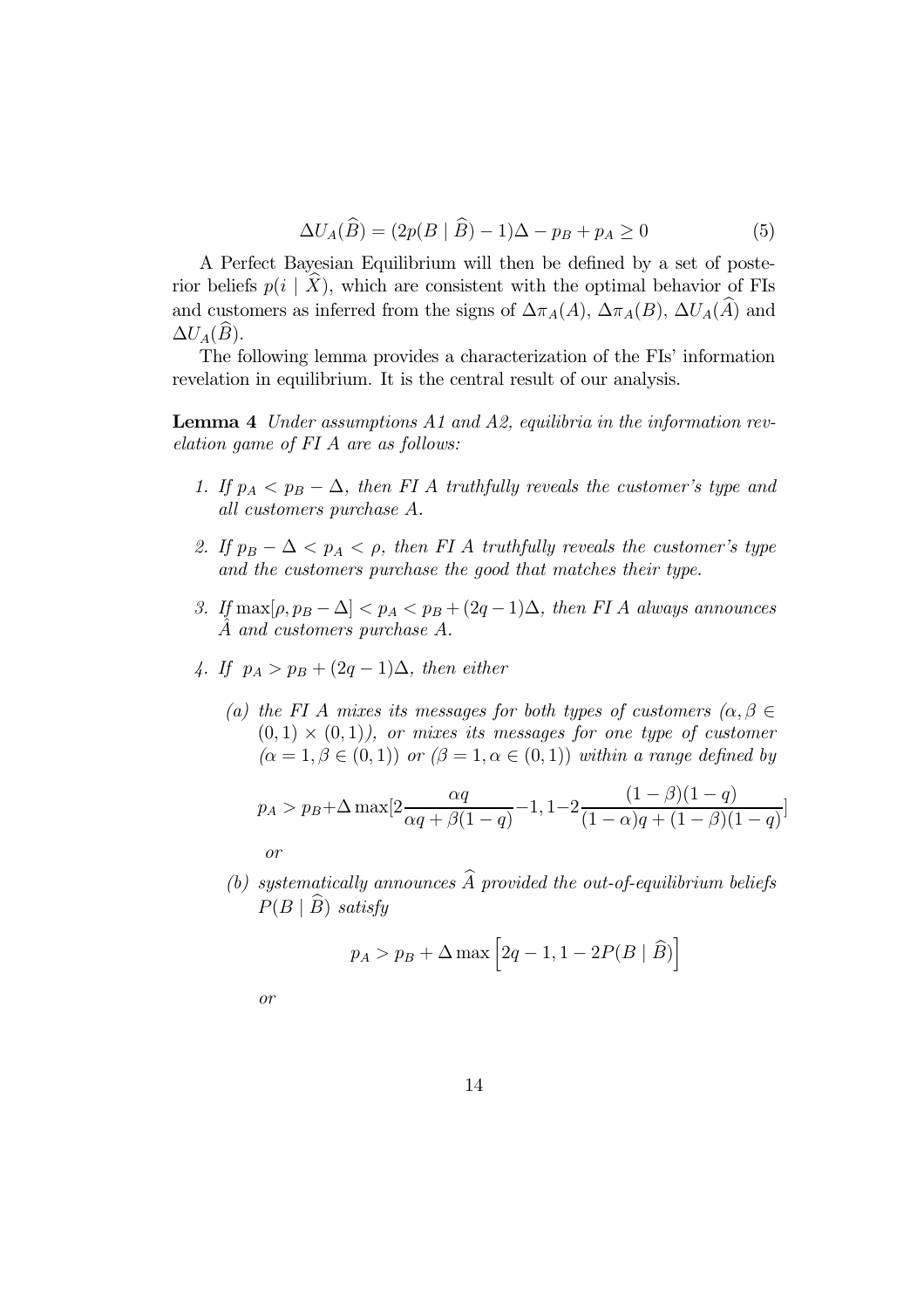$$\Delta U_A(\widehat{B}) = (2p(B \mid \widehat{B}) - 1)\Delta - p_B + p_A \geq 0 \tag{5}$$

A Perfect Bayesian Equilibrium will then be defined by a set of posterior beliefs $p(i \mid \widehat{X})$, which are consistent with the optimal behavior of FIs and customers as inferred from the signs of $\Delta\pi_A(A)$, $\Delta\pi_A(B)$, $\Delta U_A(\widehat{A})$ and $\Delta U_A(\widehat{B})$.

The following lemma provides a characterization of the FIs' information revelation in equilibrium. It is the central result of our analysis.

**Lemma 4** *Under assumptions A1 and A2, equilibria in the information revelation game of FI A are as follows:*

1. *If $p_A < p_B - \Delta$, then FI A truthfully reveals the customer's type and all customers purchase A.*

2. *If $p_B - \Delta < p_A < \rho$, then FI A truthfully reveals the customer's type and the customers purchase the good that matches their type.*

3. *If $\max[\rho, p_B - \Delta] < p_A < p_B + (2q-1)\Delta$, then FI A always announces $\hat{A}$ and customers purchase A.*

4. *If $p_A > p_B + (2q-1)\Delta$, then either*

   (a) *the FI A mixes its messages for both types of customers ($\alpha, \beta \in (0,1) \times (0,1)$), or mixes its messages for one type of customer ($\alpha = 1, \beta \in (0,1)$) or ($\beta = 1, \alpha \in (0,1)$) within a range defined by*

   $$p_A > p_B + \Delta \max[2\frac{\alpha q}{\alpha q + \beta(1-q)} - 1, 1 - 2\frac{(1-\beta)(1-q)}{(1-\alpha)q + (1-\beta)(1-q)}]$$

   *or*

   (b) *systematically announces $\widehat{A}$ provided the out-of-equilibrium beliefs $P(B \mid \widehat{B})$ satisfy*

   $$p_A > p_B + \Delta \max\left[2q - 1, 1 - 2P(B \mid \widehat{B})\right]$$

   *or*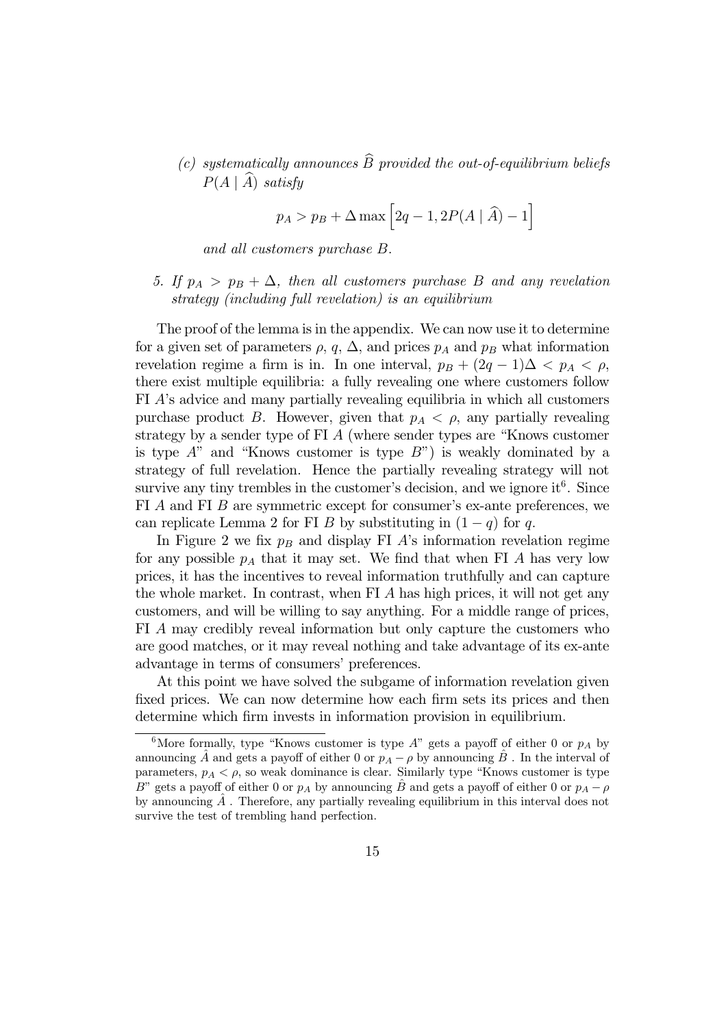(c) *systematically announces* $\widehat{B}$ *provided the out-of-equilibrium beliefs* $P(A \mid \widehat{A})$ *satisfy*

$$p_A > p_B + \Delta \max \left[ 2q - 1, 2P(A \mid \widehat{A}) - 1 \right]$$

*and all customers purchase* $B$.

5. *If* $p_A > p_B + \Delta$, *then all customers purchase* $B$ *and any revelation strategy (including full revelation) is an equilibrium*

The proof of the lemma is in the appendix. We can now use it to determine for a given set of parameters $\rho$, $q$, $\Delta$, and prices $p_A$ and $p_B$ what information revelation regime a firm is in. In one interval, $p_B + (2q-1)\Delta < p_A < \rho$, there exist multiple equilibria: a fully revealing one where customers follow FI $A$'s advice and many partially revealing equilibria in which all customers purchase product $B$. However, given that $p_A < \rho$, any partially revealing strategy by a sender type of FI $A$ (where sender types are "Knows customer is type $A$" and "Knows customer is type $B$") is weakly dominated by a strategy of full revelation. Hence the partially revealing strategy will not survive any tiny trembles in the customer's decision, and we ignore it[6]. Since FI $A$ and FI $B$ are symmetric except for consumer's ex-ante preferences, we can replicate Lemma 2 for FI $B$ by substituting in $(1-q)$ for $q$.

In Figure 2 we fix $p_B$ and display FI $A$'s information revelation regime for any possible $p_A$ that it may set. We find that when FI $A$ has very low prices, it has the incentives to reveal information truthfully and can capture the whole market. In contrast, when FI $A$ has high prices, it will not get any customers, and will be willing to say anything. For a middle range of prices, FI $A$ may credibly reveal information but only capture the customers who are good matches, or it may reveal nothing and take advantage of its ex-ante advantage in terms of consumers' preferences.

At this point we have solved the subgame of information revelation given fixed prices. We can now determine how each firm sets its prices and then determine which firm invests in information provision in equilibrium.

---

[6] More formally, type "Knows customer is type $A$" gets a payoff of either 0 or $p_A$ by announcing $\hat{A}$ and gets a payoff of either 0 or $p_A - \rho$ by announcing $\hat{B}$ . In the interval of parameters, $p_A < \rho$, so weak dominance is clear. Similarly type "Knows customer is type $B$" gets a payoff of either 0 or $p_A$ by announcing $\hat{B}$ and gets a payoff of either 0 or $p_A - \rho$ by announcing $\hat{A}$ . Therefore, any partially revealing equilibrium in this interval does not survive the test of trembling hand perfection.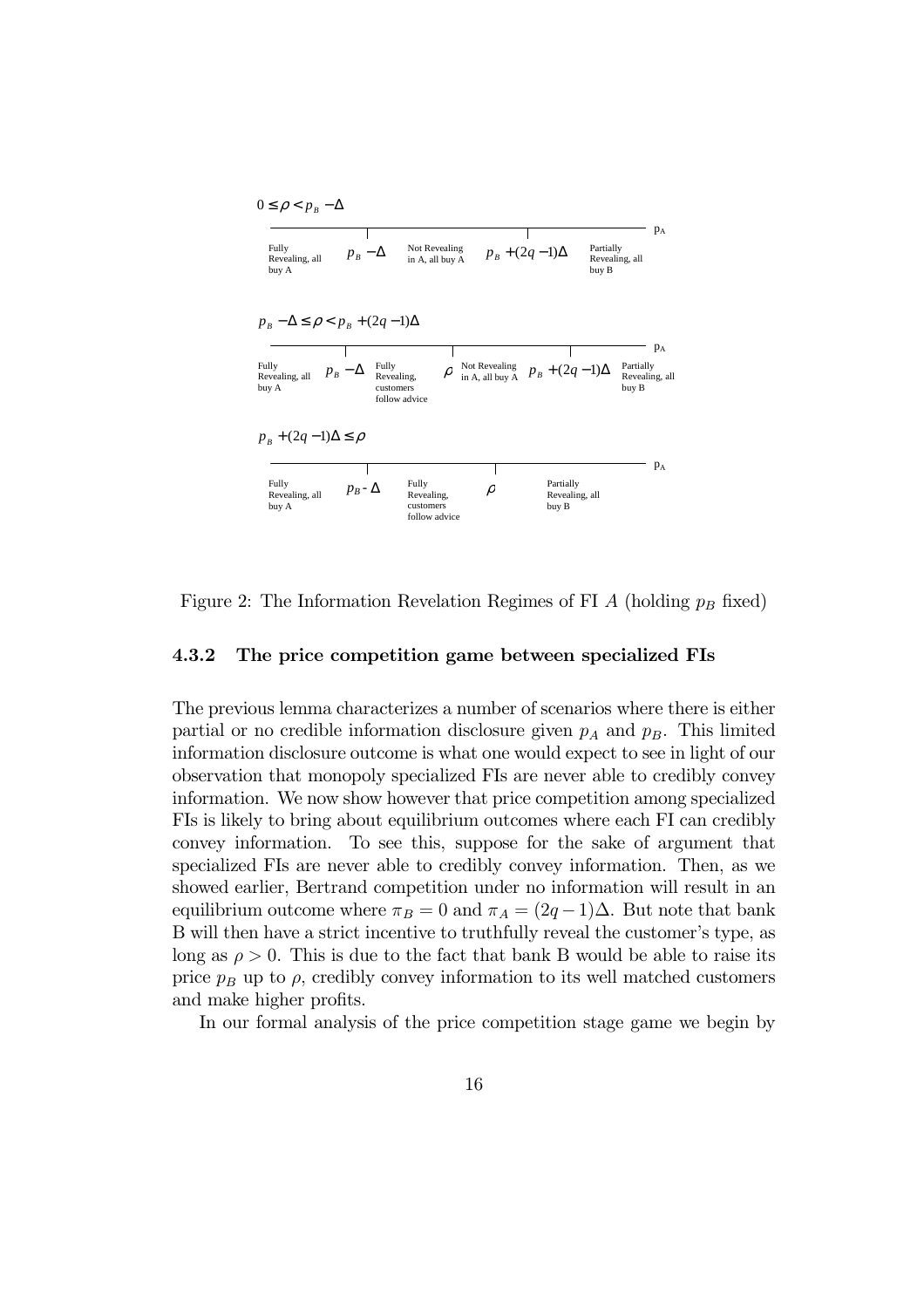$0 \leq \rho < p_B - \Delta$

Fully Revealing, all buy A | $p_B - \Delta$ | Not Revealing in A, all buy A | $p_B + (2q-1)\Delta$ | Partially Revealing, all buy B — $p_A$

$p_B - \Delta \leq \rho < p_B + (2q-1)\Delta$

Fully Revealing, all buy A | $p_B - \Delta$ | Fully Revealing, customers follow advice | $\rho$ | Not Revealing in A, all buy A | $p_B + (2q-1)\Delta$ | Partially Revealing, all buy B — $p_A$

$p_B + (2q-1)\Delta \leq \rho$

Fully Revealing, all buy A | $p_B - \Delta$ | Fully Revealing, customers follow advice | $\rho$ | Partially Revealing, all buy B — $p_A$

Figure 2: The Information Revelation Regimes of FI $A$ (holding $p_B$ fixed)

### 4.3.2 The price competition game between specialized FIs

The previous lemma characterizes a number of scenarios where there is either partial or no credible information disclosure given $p_A$ and $p_B$. This limited information disclosure outcome is what one would expect to see in light of our observation that monopoly specialized FIs are never able to credibly convey information. We now show however that price competition among specialized FIs is likely to bring about equilibrium outcomes where each FI can credibly convey information. To see this, suppose for the sake of argument that specialized FIs are never able to credibly convey information. Then, as we showed earlier, Bertrand competition under no information will result in an equilibrium outcome where $\pi_B = 0$ and $\pi_A = (2q-1)\Delta$. But note that bank B will then have a strict incentive to truthfully reveal the customer's type, as long as $\rho > 0$. This is due to the fact that bank B would be able to raise its price $p_B$ up to $\rho$, credibly convey information to its well matched customers and make higher profits.

In our formal analysis of the price competition stage game we begin by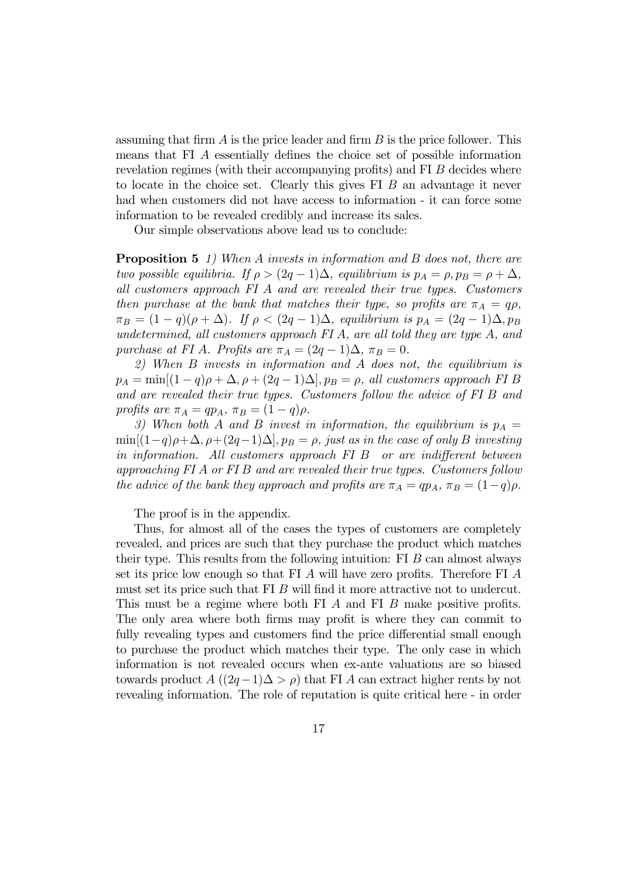assuming that firm $A$ is the price leader and firm $B$ is the price follower. This means that FI $A$ essentially defines the choice set of possible information revelation regimes (with their accompanying profits) and FI $B$ decides where to locate in the choice set. Clearly this gives FI $B$ an advantage it never had when customers did not have access to information - it can force some information to be revealed credibly and increase its sales.

Our simple observations above lead us to conclude:

**Proposition 5** *1) When $A$ invests in information and $B$ does not, there are two possible equilibria. If $\rho > (2q-1)\Delta$, equilibrium is $p_A = \rho, p_B = \rho + \Delta$, all customers approach FI $A$ and are revealed their true types. Customers then purchase at the bank that matches their type, so profits are $\pi_A = q\rho$, $\pi_B = (1-q)(\rho + \Delta)$. If $\rho < (2q-1)\Delta$, equilibrium is $p_A = (2q-1)\Delta, p_B$ undetermined, all customers approach FI $A$, are all told they are type $A$, and purchase at FI $A$. Profits are $\pi_A = (2q-1)\Delta$, $\pi_B = 0$.*

*2) When $B$ invests in information and $A$ does not, the equilibrium is $p_A = \min[(1-q)\rho + \Delta, \rho + (2q-1)\Delta], p_B = \rho$, all customers approach FI $B$ and are revealed their true types. Customers follow the advice of FI $B$ and profits are $\pi_A = qp_A$, $\pi_B = (1-q)\rho$.*

*3) When both $A$ and $B$ invest in information, the equilibrium is $p_A = \min[(1-q)\rho+\Delta, \rho+(2q-1)\Delta], p_B = \rho$, just as in the case of only $B$ investing in information. All customers approach FI $B$ or are indifferent between approaching FI $A$ or FI $B$ and are revealed their true types. Customers follow the advice of the bank they approach and profits are $\pi_A = qp_A$, $\pi_B = (1-q)\rho$.*

The proof is in the appendix.

Thus, for almost all of the cases the types of customers are completely revealed, and prices are such that they purchase the product which matches their type. This results from the following intuition: FI $B$ can almost always set its price low enough so that FI $A$ will have zero profits. Therefore FI $A$ must set its price such that FI $B$ will find it more attractive not to undercut. This must be a regime where both FI $A$ and FI $B$ make positive profits. The only area where both firms may profit is where they can commit to fully revealing types and customers find the price differential small enough to purchase the product which matches their type. The only case in which information is not revealed occurs when ex-ante valuations are so biased towards product $A$ ($(2q-1)\Delta > \rho$) that FI $A$ can extract higher rents by not revealing information. The role of reputation is quite critical here - in order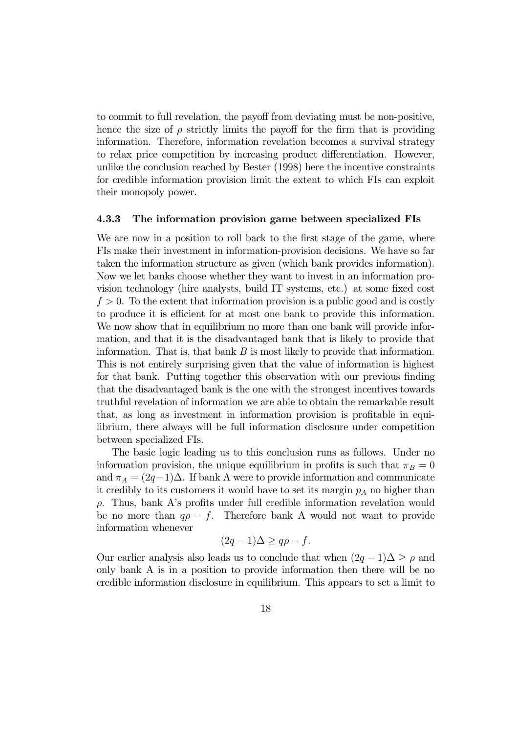to commit to full revelation, the payoff from deviating must be non-positive, hence the size of $\rho$ strictly limits the payoff for the firm that is providing information. Therefore, information revelation becomes a survival strategy to relax price competition by increasing product differentiation. However, unlike the conclusion reached by Bester (1998) here the incentive constraints for credible information provision limit the extent to which FIs can exploit their monopoly power.

### 4.3.3 The information provision game between specialized FIs

We are now in a position to roll back to the first stage of the game, where FIs make their investment in information-provision decisions. We have so far taken the information structure as given (which bank provides information). Now we let banks choose whether they want to invest in an information provision technology (hire analysts, build IT systems, etc.) at some fixed cost $f > 0$. To the extent that information provision is a public good and is costly to produce it is efficient for at most one bank to provide this information. We now show that in equilibrium no more than one bank will provide information, and that it is the disadvantaged bank that is likely to provide that information. That is, that bank $B$ is most likely to provide that information. This is not entirely surprising given that the value of information is highest for that bank. Putting together this observation with our previous finding that the disadvantaged bank is the one with the strongest incentives towards truthful revelation of information we are able to obtain the remarkable result that, as long as investment in information provision is profitable in equilibrium, there always will be full information disclosure under competition between specialized FIs.

The basic logic leading us to this conclusion runs as follows. Under no information provision, the unique equilibrium in profits is such that $\pi_B = 0$ and $\pi_A = (2q-1)\Delta$. If bank A were to provide information and communicate it credibly to its customers it would have to set its margin $p_A$ no higher than $\rho$. Thus, bank A's profits under full credible information revelation would be no more than $q\rho - f$. Therefore bank A would not want to provide information whenever

$$(2q - 1)\Delta \geq q\rho - f.$$

Our earlier analysis also leads us to conclude that when $(2q - 1)\Delta \geq \rho$ and only bank A is in a position to provide information then there will be no credible information disclosure in equilibrium. This appears to set a limit to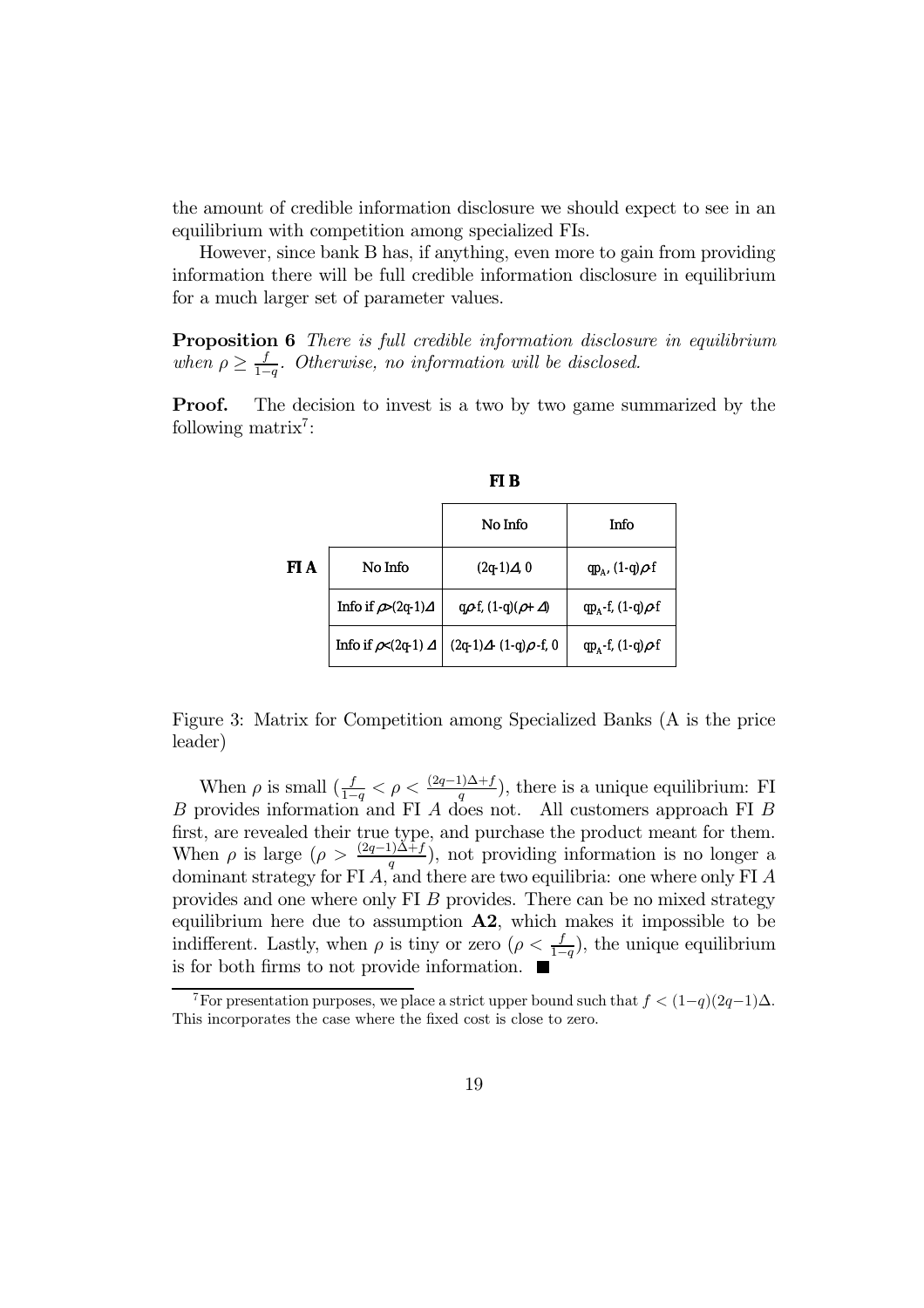the amount of credible information disclosure we should expect to see in an equilibrium with competition among specialized FIs.

However, since bank B has, if anything, even more to gain from providing information there will be full credible information disclosure in equilibrium for a much larger set of parameter values.

**Proposition 6** *There is full credible information disclosure in equilibrium when $\rho \geq \frac{f}{1-q}$. Otherwise, no information will be disclosed.*

**Proof.** The decision to invest is a two by two game summarized by the following matrix[7]:

| | | **FI B** | |
|---|---|---|---|
| | | No Info | Info |
| **FI A** | No Info | $(2q-1)\Delta$, 0 | $qp_A$, $(1-q)\rho$-f |
| | Info if $\rho$>$(2q-1)\Delta$ | $q\rho$-f, $(1-q)(\rho+\Delta)$ | $qp_A$-f, $(1-q)\rho$-f |
| | Info if $\rho$<$(2q-1)\Delta$ | $(2q-1)\Delta$- $(1-q)\rho$-f, 0 | $qp_A$-f, $(1-q)\rho$-f |

Figure 3: Matrix for Competition among Specialized Banks (A is the price leader)

When $\rho$ is small ($\frac{f}{1-q} < \rho < \frac{(2q-1)\Delta+f}{q}$), there is a unique equilibrium: FI $B$ provides information and FI $A$ does not. All customers approach FI $B$ first, are revealed their true type, and purchase the product meant for them. When $\rho$ is large ($\rho > \frac{(2q-1)\Delta+f}{q}$), not providing information is no longer a dominant strategy for FI $A$, and there are two equilibria: one where only FI $A$ provides and one where only FI $B$ provides. There can be no mixed strategy equilibrium here due to assumption **A2**, which makes it impossible to be indifferent. Lastly, when $\rho$ is tiny or zero ($\rho < \frac{f}{1-q}$), the unique equilibrium is for both firms to not provide information. ■

[7] For presentation purposes, we place a strict upper bound such that $f < (1-q)(2q-1)\Delta$. This incorporates the case where the fixed cost is close to zero.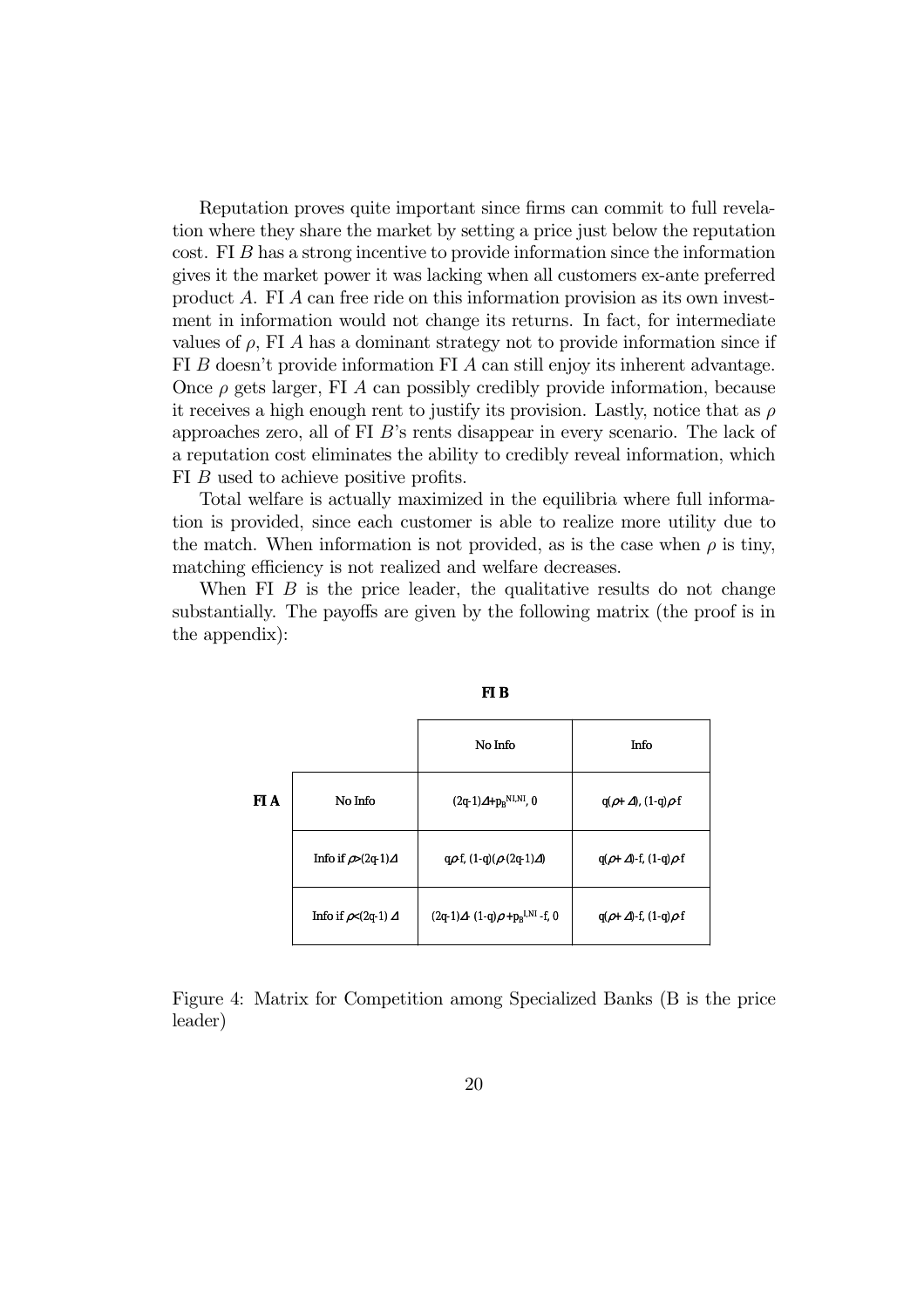Reputation proves quite important since firms can commit to full revelation where they share the market by setting a price just below the reputation cost. FI $B$ has a strong incentive to provide information since the information gives it the market power it was lacking when all customers ex-ante preferred product $A$. FI $A$ can free ride on this information provision as its own investment in information would not change its returns. In fact, for intermediate values of $\rho$, FI $A$ has a dominant strategy not to provide information since if FI $B$ doesn't provide information FI $A$ can still enjoy its inherent advantage. Once $\rho$ gets larger, FI $A$ can possibly credibly provide information, because it receives a high enough rent to justify its provision. Lastly, notice that as $\rho$ approaches zero, all of FI $B$'s rents disappear in every scenario. The lack of a reputation cost eliminates the ability to credibly reveal information, which FI $B$ used to achieve positive profits.

Total welfare is actually maximized in the equilibria where full information is provided, since each customer is able to realize more utility due to the match. When information is not provided, as is the case when $\rho$ is tiny, matching efficiency is not realized and welfare decreases.

When FI $B$ is the price leader, the qualitative results do not change substantially. The payoffs are given by the following matrix (the proof is in the appendix):

| | | **FI B** | |
|---|---|---|---|
| | | No Info | Info |
| **FI A** | No Info | $(2q-1)\Delta+p_B^{NI,NI}$, 0 | $q(\rho+\Delta)$, $(1-q)\rho$-f |
| | Info if $\rho>(2q-1)\Delta$ | $q\rho$-f, $(1-q)(\rho-(2q-1)\Delta)$ | $q(\rho+\Delta)$-f, $(1-q)\rho$-f |
| | Info if $\rho<(2q-1)\Delta$ | $(2q-1)\Delta-(1-q)\rho+p_B^{I,NI}$ -f, 0 | $q(\rho+\Delta)$-f, $(1-q)\rho$-f |

Figure 4: Matrix for Competition among Specialized Banks (B is the price leader)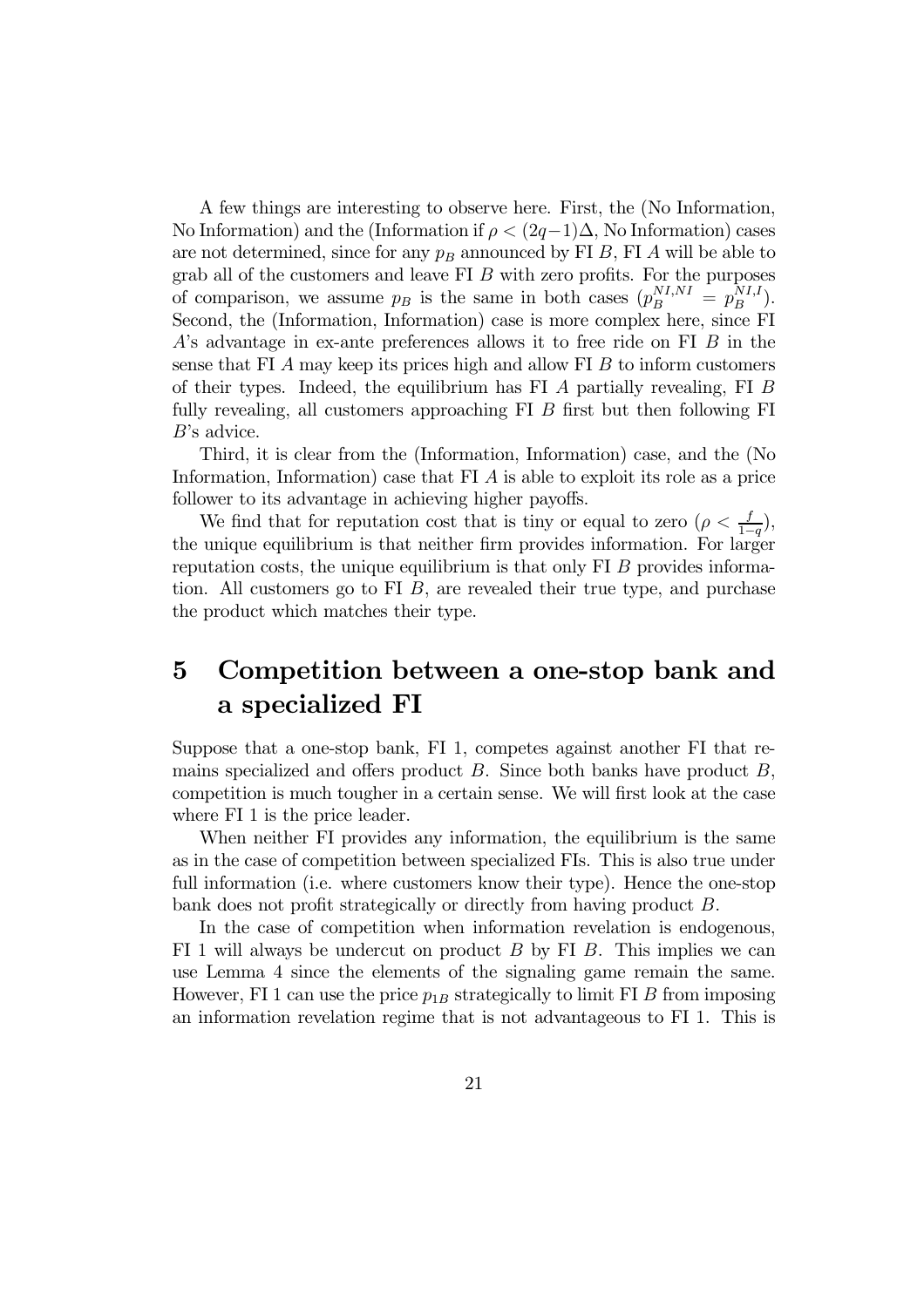A few things are interesting to observe here. First, the (No Information, No Information) and the (Information if $\rho < (2q-1)\Delta$, No Information) cases are not determined, since for any $p_B$ announced by FI $B$, FI $A$ will be able to grab all of the customers and leave FI $B$ with zero profits. For the purposes of comparison, we assume $p_B$ is the same in both cases ($p_B^{NI,NI} = p_B^{NI,I}$). Second, the (Information, Information) case is more complex here, since FI $A$'s advantage in ex-ante preferences allows it to free ride on FI $B$ in the sense that FI $A$ may keep its prices high and allow FI $B$ to inform customers of their types. Indeed, the equilibrium has FI $A$ partially revealing, FI $B$ fully revealing, all customers approaching FI $B$ first but then following FI $B$'s advice.

Third, it is clear from the (Information, Information) case, and the (No Information, Information) case that FI $A$ is able to exploit its role as a price follower to its advantage in achieving higher payoffs.

We find that for reputation cost that is tiny or equal to zero ($\rho < \frac{f}{1-q}$), the unique equilibrium is that neither firm provides information. For larger reputation costs, the unique equilibrium is that only FI $B$ provides information. All customers go to FI $B$, are revealed their true type, and purchase the product which matches their type.

# 5 Competition between a one-stop bank and a specialized FI

Suppose that a one-stop bank, FI 1, competes against another FI that remains specialized and offers product $B$. Since both banks have product $B$, competition is much tougher in a certain sense. We will first look at the case where FI 1 is the price leader.

When neither FI provides any information, the equilibrium is the same as in the case of competition between specialized FIs. This is also true under full information (i.e. where customers know their type). Hence the one-stop bank does not profit strategically or directly from having product $B$.

In the case of competition when information revelation is endogenous, FI 1 will always be undercut on product $B$ by FI $B$. This implies we can use Lemma 4 since the elements of the signaling game remain the same. However, FI 1 can use the price $p_{1B}$ strategically to limit FI $B$ from imposing an information revelation regime that is not advantageous to FI 1. This is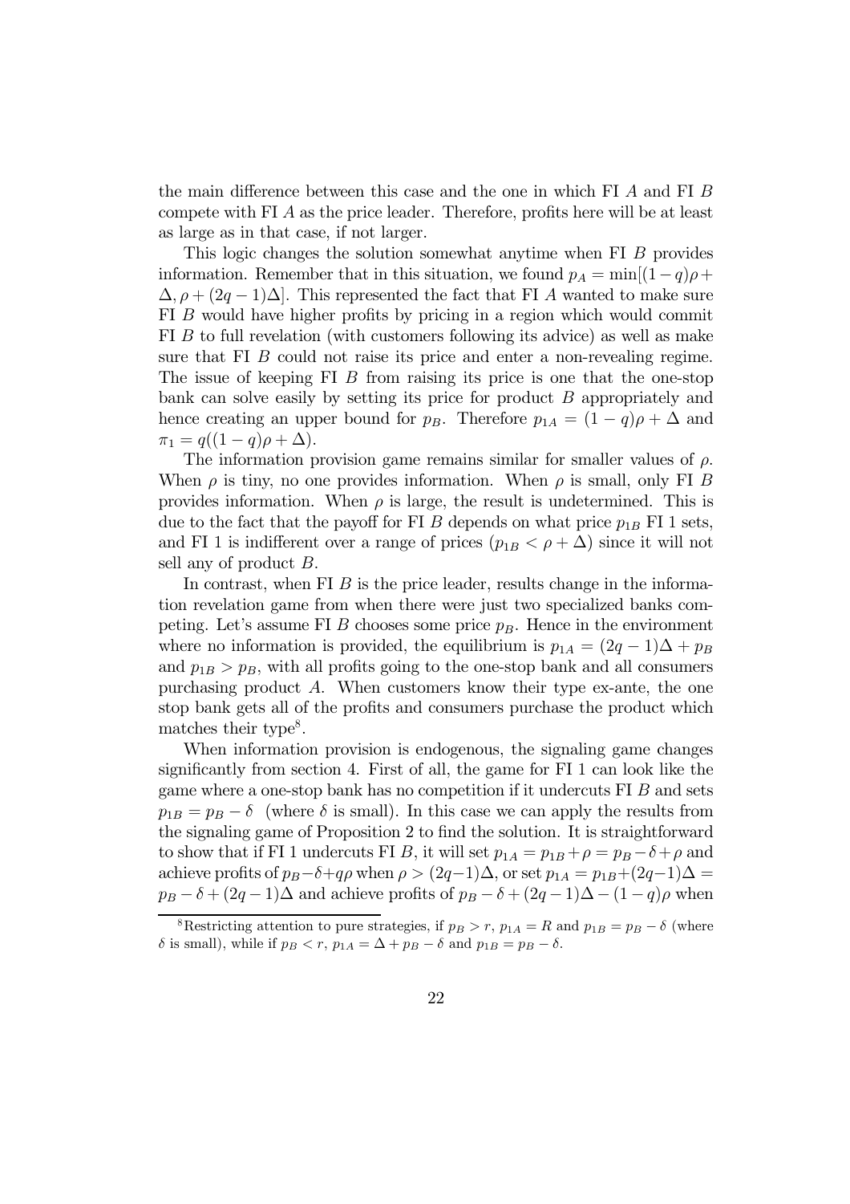the main difference between this case and the one in which FI $A$ and FI $B$ compete with FI $A$ as the price leader. Therefore, profits here will be at least as large as in that case, if not larger.

This logic changes the solution somewhat anytime when FI $B$ provides information. Remember that in this situation, we found $p_A = \min[(1-q)\rho + \Delta, \rho + (2q-1)\Delta]$. This represented the fact that FI $A$ wanted to make sure FI $B$ would have higher profits by pricing in a region which would commit FI $B$ to full revelation (with customers following its advice) as well as make sure that FI $B$ could not raise its price and enter a non-revealing regime. The issue of keeping FI $B$ from raising its price is one that the one-stop bank can solve easily by setting its price for product $B$ appropriately and hence creating an upper bound for $p_B$. Therefore $p_{1A} = (1-q)\rho + \Delta$ and $\pi_1 = q((1-q)\rho + \Delta)$.

The information provision game remains similar for smaller values of $\rho$. When $\rho$ is tiny, no one provides information. When $\rho$ is small, only FI $B$ provides information. When $\rho$ is large, the result is undetermined. This is due to the fact that the payoff for FI $B$ depends on what price $p_{1B}$ FI 1 sets, and FI 1 is indifferent over a range of prices ($p_{1B} < \rho + \Delta$) since it will not sell any of product $B$.

In contrast, when FI $B$ is the price leader, results change in the information revelation game from when there were just two specialized banks competing. Let's assume FI $B$ chooses some price $p_B$. Hence in the environment where no information is provided, the equilibrium is $p_{1A} = (2q-1)\Delta + p_B$ and $p_{1B} > p_B$, with all profits going to the one-stop bank and all consumers purchasing product $A$. When customers know their type ex-ante, the one stop bank gets all of the profits and consumers purchase the product which matches their type[8].

When information provision is endogenous, the signaling game changes significantly from section 4. First of all, the game for FI 1 can look like the game where a one-stop bank has no competition if it undercuts FI $B$ and sets $p_{1B} = p_B - \delta$ (where $\delta$ is small). In this case we can apply the results from the signaling game of Proposition 2 to find the solution. It is straightforward to show that if FI 1 undercuts FI $B$, it will set $p_{1A} = p_{1B} + \rho = p_B - \delta + \rho$ and achieve profits of $p_B - \delta + q\rho$ when $\rho > (2q-1)\Delta$, or set $p_{1A} = p_{1B} + (2q-1)\Delta = p_B - \delta + (2q-1)\Delta$ and achieve profits of $p_B - \delta + (2q-1)\Delta - (1-q)\rho$ when

[8] Restricting attention to pure strategies, if $p_B > r$, $p_{1A} = R$ and $p_{1B} = p_B - \delta$ (where $\delta$ is small), while if $p_B < r$, $p_{1A} = \Delta + p_B - \delta$ and $p_{1B} = p_B - \delta$.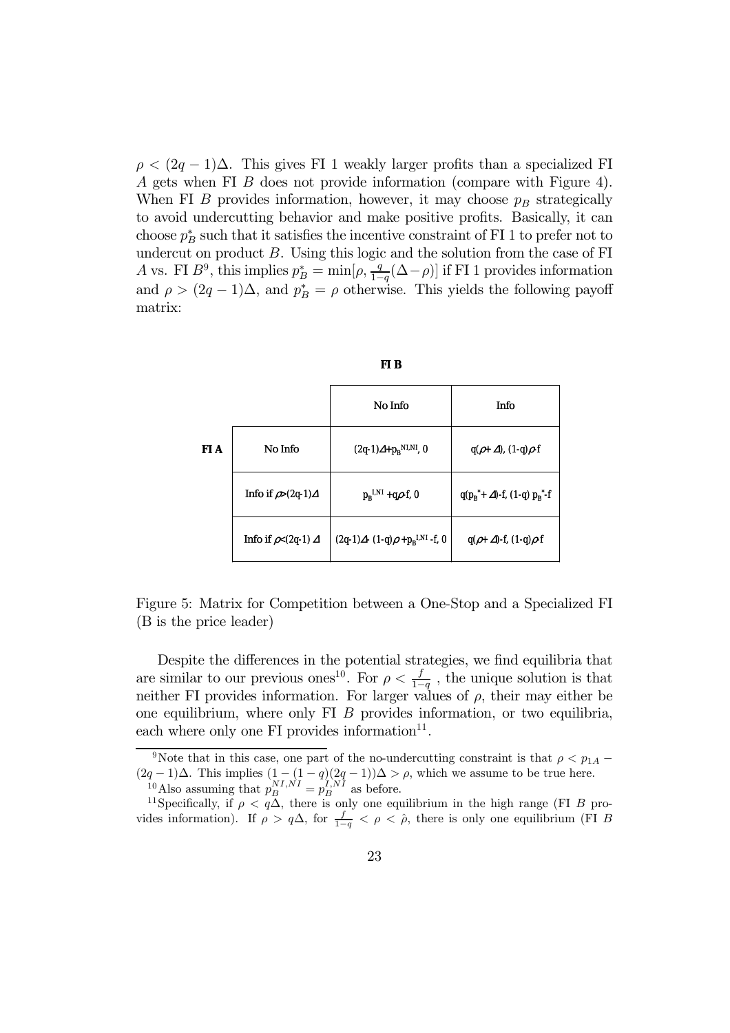$\rho < (2q-1)\Delta$. This gives FI 1 weakly larger profits than a specialized FI $A$ gets when FI $B$ does not provide information (compare with Figure 4). When FI $B$ provides information, however, it may choose $p_B$ strategically to avoid undercutting behavior and make positive profits. Basically, it can choose $p_B^*$ such that it satisfies the incentive constraint of FI 1 to prefer not to undercut on product $B$. Using this logic and the solution from the case of FI $A$ vs. FI $B$[9], this implies $p_B^* = \min[\rho, \frac{q}{1-q}(\Delta - \rho)]$ if FI 1 provides information and $\rho > (2q-1)\Delta$, and $p_B^* = \rho$ otherwise. This yields the following payoff matrix:

| | | FI B | |
|---|---|---|---|
| | | No Info | Info |
| FI A | No Info | $(2q-1)\Delta + p_B^{NI,NI}$, 0 | $q(\rho+\Delta)$, $(1-q)\rho$-f |
| | Info if $\rho > (2q-1)\Delta$ | $p_B^{I,NI} + q\rho$-f, 0 | $q(p_B^* + \Delta)$-f, $(1-q)\, p_B^*$-f |
| | Info if $\rho < (2q-1)\Delta$ | $(2q-1)\Delta$- $(1-q)\rho + p_B^{I,NI}$ -f, 0 | $q(\rho+\Delta)$-f, $(1-q)\rho$-f |

Figure 5: Matrix for Competition between a One-Stop and a Specialized FI (B is the price leader)

Despite the differences in the potential strategies, we find equilibria that are similar to our previous ones[10]. For $\rho < \frac{f}{1-q}$ , the unique solution is that neither FI provides information. For larger values of $\rho$, their may either be one equilibrium, where only FI $B$ provides information, or two equilibria, each where only one FI provides information[11].

---

[9] Note that in this case, one part of the no-undercutting constraint is that $\rho < p_{1A} - (2q-1)\Delta$. This implies $(1-(1-q)(2q-1))\Delta > \rho$, which we assume to be true here.

[10] Also assuming that $p_B^{NI,NI} = p_B^{I,NI}$ as before.

[11] Specifically, if $\rho < q\Delta$, there is only one equilibrium in the high range (FI $B$ provides information). If $\rho > q\Delta$, for $\frac{f}{1-q} < \rho < \hat{\rho}$, there is only one equilibrium (FI $B$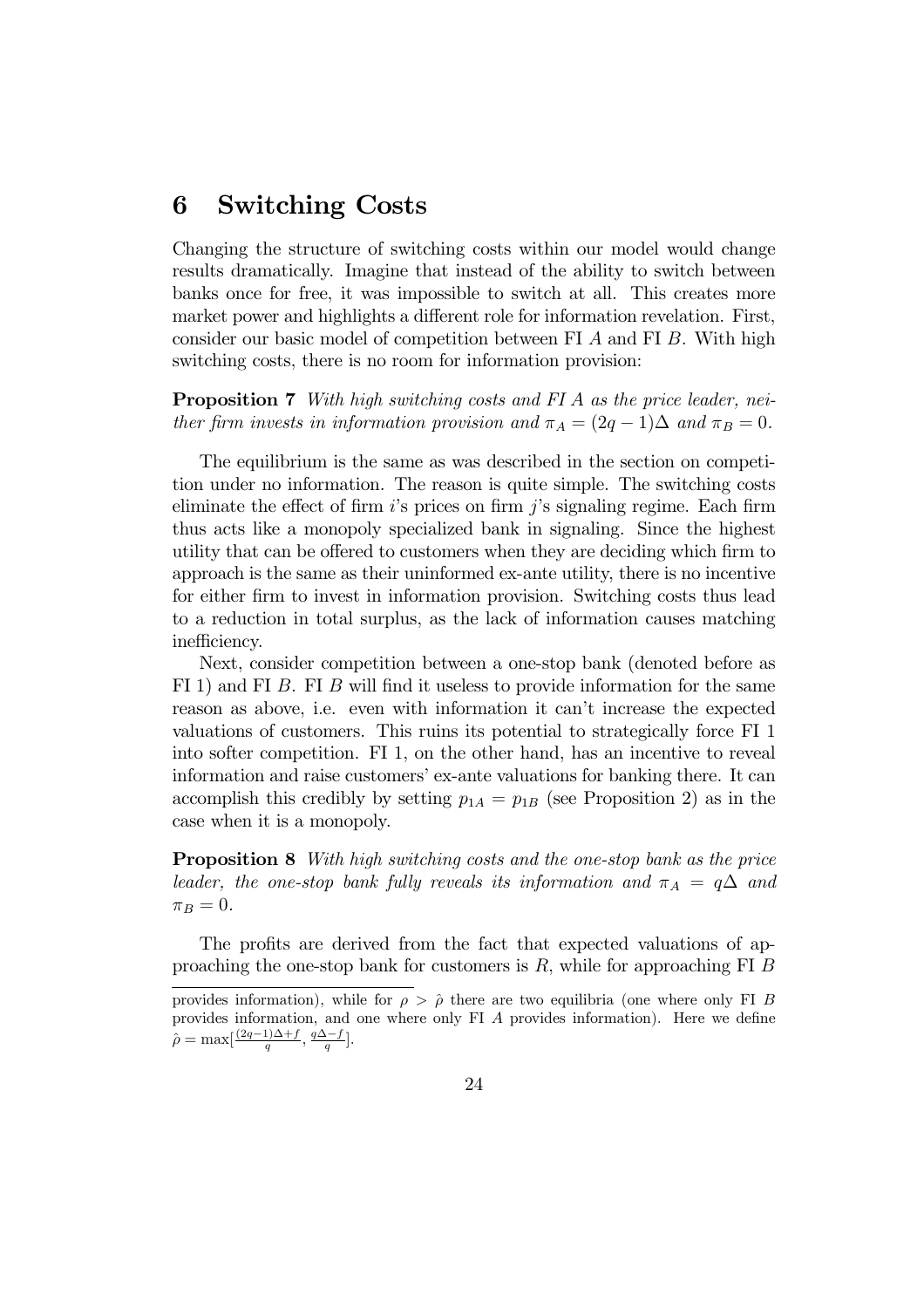# 6 Switching Costs

Changing the structure of switching costs within our model would change results dramatically. Imagine that instead of the ability to switch between banks once for free, it was impossible to switch at all. This creates more market power and highlights a different role for information revelation. First, consider our basic model of competition between FI $A$ and FI $B$. With high switching costs, there is no room for information provision:

**Proposition 7** *With high switching costs and FI $A$ as the price leader, neither firm invests in information provision and $\pi_A = (2q-1)\Delta$ and $\pi_B = 0$.*

The equilibrium is the same as was described in the section on competition under no information. The reason is quite simple. The switching costs eliminate the effect of firm $i$'s prices on firm $j$'s signaling regime. Each firm thus acts like a monopoly specialized bank in signaling. Since the highest utility that can be offered to customers when they are deciding which firm to approach is the same as their uninformed ex-ante utility, there is no incentive for either firm to invest in information provision. Switching costs thus lead to a reduction in total surplus, as the lack of information causes matching inefficiency.

Next, consider competition between a one-stop bank (denoted before as FI 1) and FI $B$. FI $B$ will find it useless to provide information for the same reason as above, i.e. even with information it can't increase the expected valuations of customers. This ruins its potential to strategically force FI 1 into softer competition. FI 1, on the other hand, has an incentive to reveal information and raise customers' ex-ante valuations for banking there. It can accomplish this credibly by setting $p_{1A} = p_{1B}$ (see Proposition 2) as in the case when it is a monopoly.

**Proposition 8** *With high switching costs and the one-stop bank as the price leader, the one-stop bank fully reveals its information and $\pi_A = q\Delta$ and $\pi_B = 0$.*

The profits are derived from the fact that expected valuations of approaching the one-stop bank for customers is $R$, while for approaching FI $B$

provides information), while for $\rho > \hat{\rho}$ there are two equilibria (one where only FI $B$ provides information, and one where only FI $A$ provides information). Here we define $\hat{\rho} = \max[\frac{(2q-1)\Delta+f}{q}, \frac{q\Delta-f}{q}]$.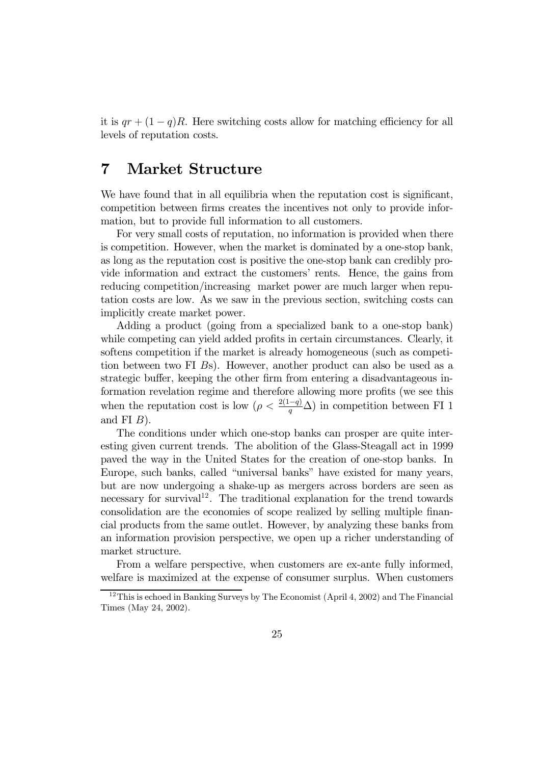it is $qr + (1-q)R$. Here switching costs allow for matching efficiency for all levels of reputation costs.

# 7 Market Structure

We have found that in all equilibria when the reputation cost is significant, competition between firms creates the incentives not only to provide information, but to provide full information to all customers.

For very small costs of reputation, no information is provided when there is competition. However, when the market is dominated by a one-stop bank, as long as the reputation cost is positive the one-stop bank can credibly provide information and extract the customers' rents. Hence, the gains from reducing competition/increasing market power are much larger when reputation costs are low. As we saw in the previous section, switching costs can implicitly create market power.

Adding a product (going from a specialized bank to a one-stop bank) while competing can yield added profits in certain circumstances. Clearly, it softens competition if the market is already homogeneous (such as competition between two FI $B$s). However, another product can also be used as a strategic buffer, keeping the other firm from entering a disadvantageous information revelation regime and therefore allowing more profits (we see this when the reputation cost is low ($\rho < \frac{2(1-q)}{q}\Delta$) in competition between FI 1 and FI $B$).

The conditions under which one-stop banks can prosper are quite interesting given current trends. The abolition of the Glass-Steagall act in 1999 paved the way in the United States for the creation of one-stop banks. In Europe, such banks, called "universal banks" have existed for many years, but are now undergoing a shake-up as mergers across borders are seen as necessary for survival[12]. The traditional explanation for the trend towards consolidation are the economies of scope realized by selling multiple financial products from the same outlet. However, by analyzing these banks from an information provision perspective, we open up a richer understanding of market structure.

From a welfare perspective, when customers are ex-ante fully informed, welfare is maximized at the expense of consumer surplus. When customers

[12] This is echoed in Banking Surveys by The Economist (April 4, 2002) and The Financial Times (May 24, 2002).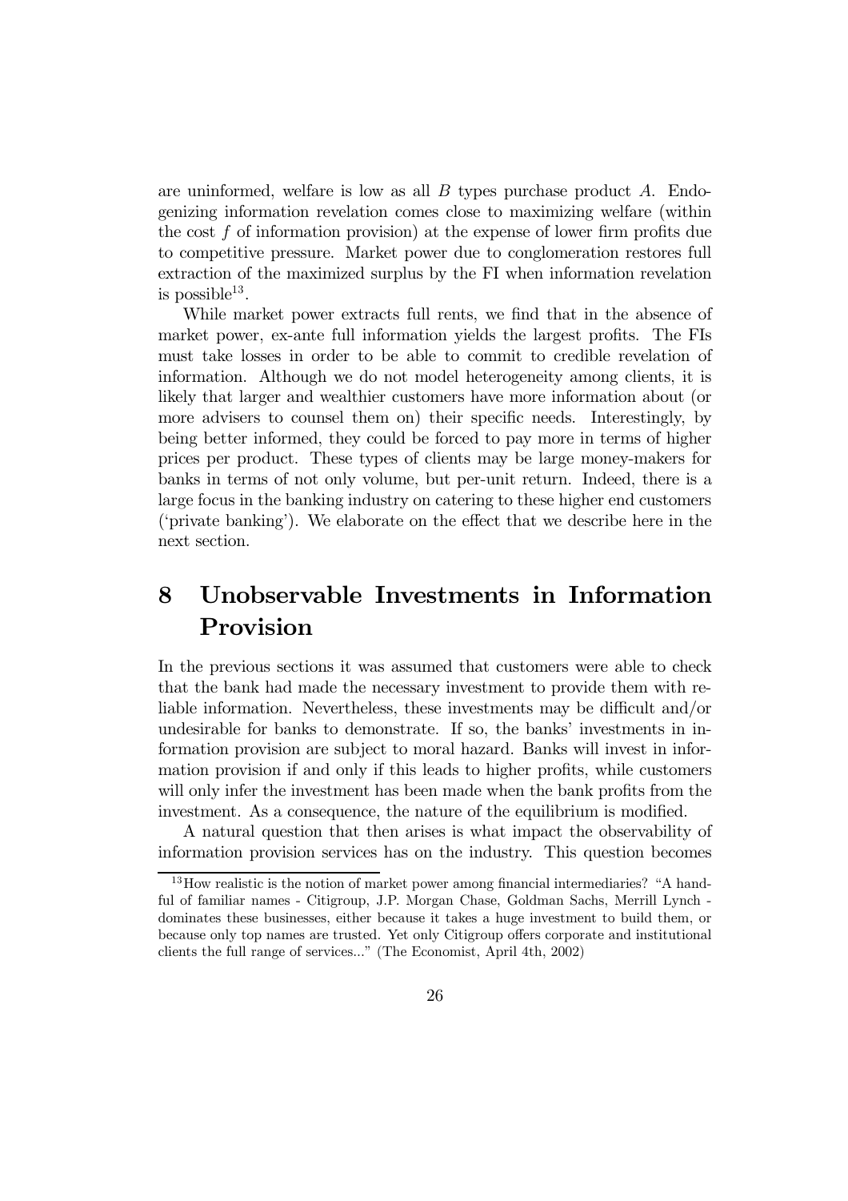are uninformed, welfare is low as all $B$ types purchase product $A$. Endogenizing information revelation comes close to maximizing welfare (within the cost $f$ of information provision) at the expense of lower firm profits due to competitive pressure. Market power due to conglomeration restores full extraction of the maximized surplus by the FI when information revelation is possible[13].

While market power extracts full rents, we find that in the absence of market power, ex-ante full information yields the largest profits. The FIs must take losses in order to be able to commit to credible revelation of information. Although we do not model heterogeneity among clients, it is likely that larger and wealthier customers have more information about (or more advisers to counsel them on) their specific needs. Interestingly, by being better informed, they could be forced to pay more in terms of higher prices per product. These types of clients may be large money-makers for banks in terms of not only volume, but per-unit return. Indeed, there is a large focus in the banking industry on catering to these higher end customers ('private banking'). We elaborate on the effect that we describe here in the next section.

# 8 Unobservable Investments in Information Provision

In the previous sections it was assumed that customers were able to check that the bank had made the necessary investment to provide them with reliable information. Nevertheless, these investments may be difficult and/or undesirable for banks to demonstrate. If so, the banks' investments in information provision are subject to moral hazard. Banks will invest in information provision if and only if this leads to higher profits, while customers will only infer the investment has been made when the bank profits from the investment. As a consequence, the nature of the equilibrium is modified.

A natural question that then arises is what impact the observability of information provision services has on the industry. This question becomes

[13] How realistic is the notion of market power among financial intermediaries? "A handful of familiar names - Citigroup, J.P. Morgan Chase, Goldman Sachs, Merrill Lynch - dominates these businesses, either because it takes a huge investment to build them, or because only top names are trusted. Yet only Citigroup offers corporate and institutional clients the full range of services..." (The Economist, April 4th, 2002)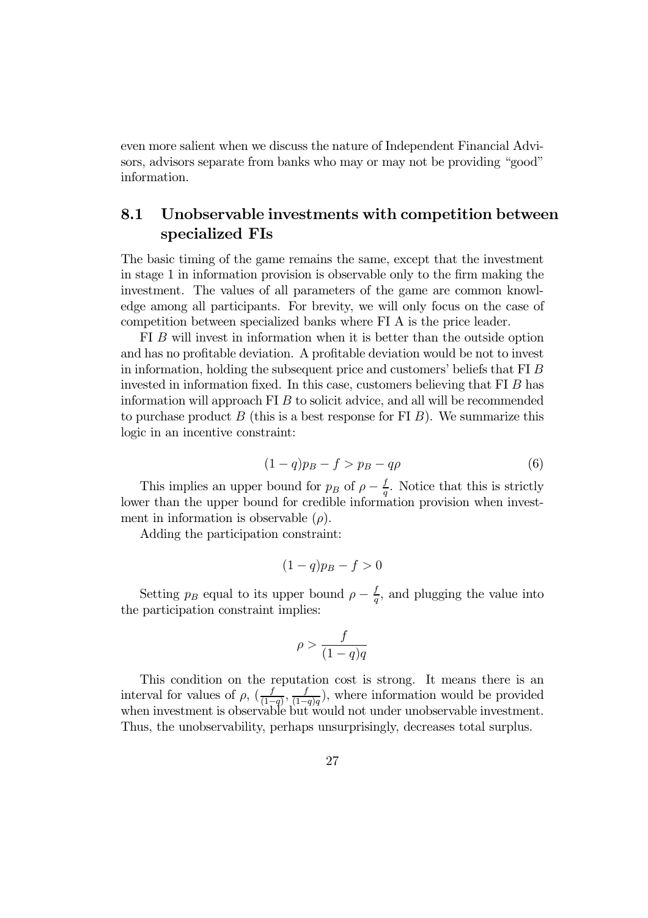even more salient when we discuss the nature of Independent Financial Advisors, advisors separate from banks who may or may not be providing "good" information.

## 8.1 Unobservable investments with competition between specialized FIs

The basic timing of the game remains the same, except that the investment in stage 1 in information provision is observable only to the firm making the investment. The values of all parameters of the game are common knowledge among all participants. For brevity, we will only focus on the case of competition between specialized banks where FI A is the price leader.

FI $B$ will invest in information when it is better than the outside option and has no profitable deviation. A profitable deviation would be not to invest in information, holding the subsequent price and customers' beliefs that FI $B$ invested in information fixed. In this case, customers believing that FI $B$ has information will approach FI $B$ to solicit advice, and all will be recommended to purchase product $B$ (this is a best response for FI $B$). We summarize this logic in an incentive constraint:

$$(1-q)p_B - f > p_B - q\rho \tag{6}$$

This implies an upper bound for $p_B$ of $\rho - \frac{f}{q}$. Notice that this is strictly lower than the upper bound for credible information provision when investment in information is observable ($\rho$).

Adding the participation constraint:

$$(1-q)p_B - f > 0$$

Setting $p_B$ equal to its upper bound $\rho - \frac{f}{q}$, and plugging the value into the participation constraint implies:

$$\rho > \frac{f}{(1-q)q}$$

This condition on the reputation cost is strong. It means there is an interval for values of $\rho$, $(\frac{f}{(1-q)}, \frac{f}{(1-q)q})$, where information would be provided when investment is observable but would not under unobservable investment. Thus, the unobservability, perhaps unsurprisingly, decreases total surplus.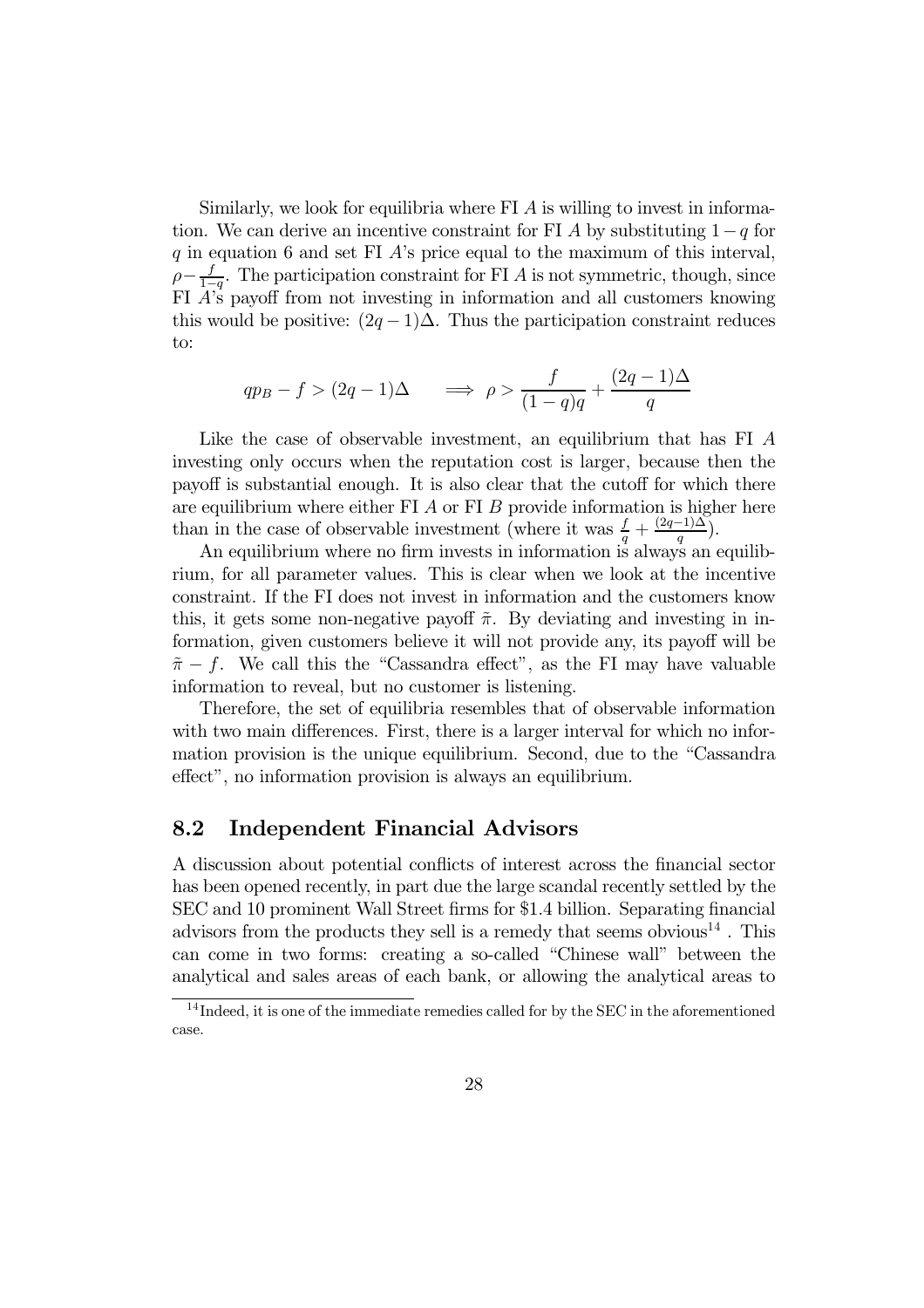Similarly, we look for equilibria where FI $A$ is willing to invest in information. We can derive an incentive constraint for FI $A$ by substituting $1-q$ for $q$ in equation 6 and set FI $A$'s price equal to the maximum of this interval, $\rho - \frac{f}{1-q}$. The participation constraint for FI $A$ is not symmetric, though, since FI $A$'s payoff from not investing in information and all customers knowing this would be positive: $(2q-1)\Delta$. Thus the participation constraint reduces to:

$$qp_B - f > (2q-1)\Delta \qquad \Longrightarrow \rho > \frac{f}{(1-q)q} + \frac{(2q-1)\Delta}{q}$$

Like the case of observable investment, an equilibrium that has FI $A$ investing only occurs when the reputation cost is larger, because then the payoff is substantial enough. It is also clear that the cutoff for which there are equilibrium where either FI $A$ or FI $B$ provide information is higher here than in the case of observable investment (where it was $\frac{f}{q} + \frac{(2q-1)\Delta}{q}$).

An equilibrium where no firm invests in information is always an equilibrium, for all parameter values. This is clear when we look at the incentive constraint. If the FI does not invest in information and the customers know this, it gets some non-negative payoff $\tilde{\pi}$. By deviating and investing in information, given customers believe it will not provide any, its payoff will be $\tilde{\pi} - f$. We call this the "Cassandra effect", as the FI may have valuable information to reveal, but no customer is listening.

Therefore, the set of equilibria resembles that of observable information with two main differences. First, there is a larger interval for which no information provision is the unique equilibrium. Second, due to the "Cassandra effect", no information provision is always an equilibrium.

## 8.2 Independent Financial Advisors

A discussion about potential conflicts of interest across the financial sector has been opened recently, in part due the large scandal recently settled by the SEC and 10 prominent Wall Street firms for $1.4 billion. Separating financial advisors from the products they sell is a remedy that seems obvious[14] . This can come in two forms: creating a so-called "Chinese wall" between the analytical and sales areas of each bank, or allowing the analytical areas to

[14] Indeed, it is one of the immediate remedies called for by the SEC in the aforementioned case.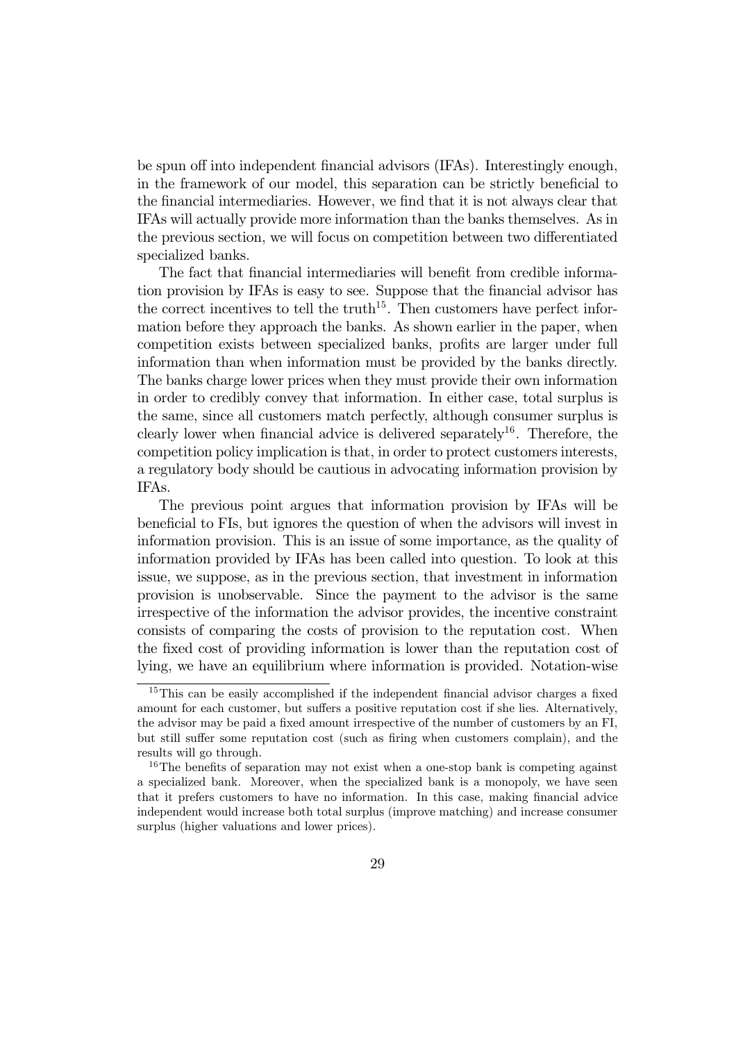be spun off into independent financial advisors (IFAs). Interestingly enough, in the framework of our model, this separation can be strictly beneficial to the financial intermediaries. However, we find that it is not always clear that IFAs will actually provide more information than the banks themselves. As in the previous section, we will focus on competition between two differentiated specialized banks.

The fact that financial intermediaries will benefit from credible information provision by IFAs is easy to see. Suppose that the financial advisor has the correct incentives to tell the truth[15]. Then customers have perfect information before they approach the banks. As shown earlier in the paper, when competition exists between specialized banks, profits are larger under full information than when information must be provided by the banks directly. The banks charge lower prices when they must provide their own information in order to credibly convey that information. In either case, total surplus is the same, since all customers match perfectly, although consumer surplus is clearly lower when financial advice is delivered separately[16]. Therefore, the competition policy implication is that, in order to protect customers interests, a regulatory body should be cautious in advocating information provision by IFAs.

The previous point argues that information provision by IFAs will be beneficial to FIs, but ignores the question of when the advisors will invest in information provision. This is an issue of some importance, as the quality of information provided by IFAs has been called into question. To look at this issue, we suppose, as in the previous section, that investment in information provision is unobservable. Since the payment to the advisor is the same irrespective of the information the advisor provides, the incentive constraint consists of comparing the costs of provision to the reputation cost. When the fixed cost of providing information is lower than the reputation cost of lying, we have an equilibrium where information is provided. Notation-wise

---

[15] This can be easily accomplished if the independent financial advisor charges a fixed amount for each customer, but suffers a positive reputation cost if she lies. Alternatively, the advisor may be paid a fixed amount irrespective of the number of customers by an FI, but still suffer some reputation cost (such as firing when customers complain), and the results will go through.

[16] The benefits of separation may not exist when a one-stop bank is competing against a specialized bank. Moreover, when the specialized bank is a monopoly, we have seen that it prefers customers to have no information. In this case, making financial advice independent would increase both total surplus (improve matching) and increase consumer surplus (higher valuations and lower prices).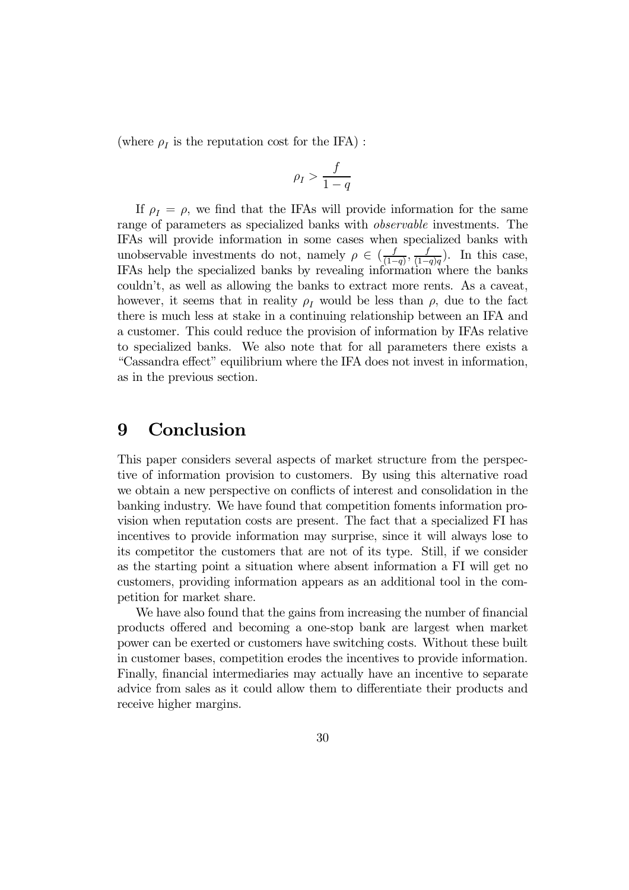(where $\rho_I$ is the reputation cost for the IFA) :

$$\rho_I > \frac{f}{1-q}$$

If $\rho_I = \rho$, we find that the IFAs will provide information for the same range of parameters as specialized banks with *observable* investments. The IFAs will provide information in some cases when specialized banks with unobservable investments do not, namely $\rho \in (\frac{f}{(1-q)}, \frac{f}{(1-q)q})$. In this case, IFAs help the specialized banks by revealing information where the banks couldn't, as well as allowing the banks to extract more rents. As a caveat, however, it seems that in reality $\rho_I$ would be less than $\rho$, due to the fact there is much less at stake in a continuing relationship between an IFA and a customer. This could reduce the provision of information by IFAs relative to specialized banks. We also note that for all parameters there exists a "Cassandra effect" equilibrium where the IFA does not invest in information, as in the previous section.

# 9 Conclusion

This paper considers several aspects of market structure from the perspective of information provision to customers. By using this alternative road we obtain a new perspective on conflicts of interest and consolidation in the banking industry. We have found that competition foments information provision when reputation costs are present. The fact that a specialized FI has incentives to provide information may surprise, since it will always lose to its competitor the customers that are not of its type. Still, if we consider as the starting point a situation where absent information a FI will get no customers, providing information appears as an additional tool in the competition for market share.

We have also found that the gains from increasing the number of financial products offered and becoming a one-stop bank are largest when market power can be exerted or customers have switching costs. Without these built in customer bases, competition erodes the incentives to provide information. Finally, financial intermediaries may actually have an incentive to separate advice from sales as it could allow them to differentiate their products and receive higher margins.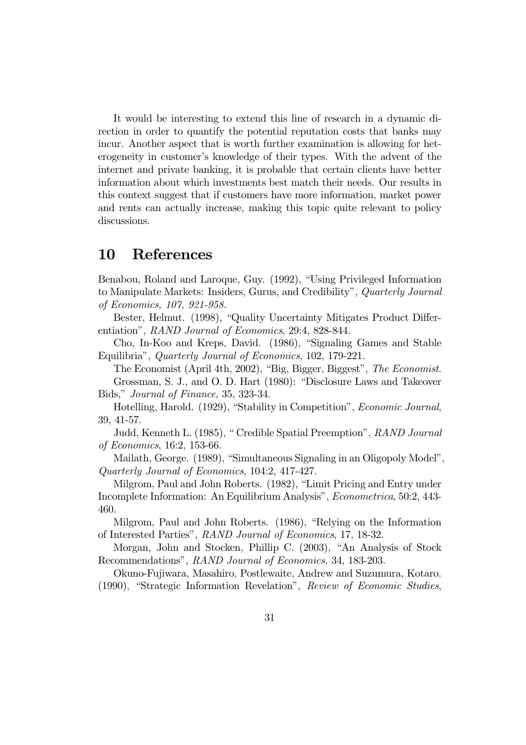It would be interesting to extend this line of research in a dynamic direction in order to quantify the potential reputation costs that banks may incur. Another aspect that is worth further examination is allowing for heterogeneity in customer's knowledge of their types. With the advent of the internet and private banking, it is probable that certain clients have better information about which investments best match their needs. Our results in this context suggest that if customers have more information, market power and rents can actually increase, making this topic quite relevant to policy discussions.

# 10 References

Benabou, Roland and Laroque, Guy. (1992), "Using Privileged Information to Manipulate Markets: Insiders, Gurus, and Credibility", *Quarterly Journal of Economics, 107, 921-958.*

Bester, Helmut. (1998), "Quality Uncertainty Mitigates Product Differentiation", *RAND Journal of Economics*, 29:4, 828-844.

Cho, In-Koo and Kreps, David. (1986), "Signaling Games and Stable Equilibria", *Quarterly Journal of Economics*, 102, 179-221.

The Economist (April 4th, 2002), "Big, Bigger, Biggest", *The Economist*.

Grossman, S. J., and O. D. Hart (1980): "Disclosure Laws and Takeover Bids," *Journal of Finance*, 35, 323-34.

Hotelling, Harold. (1929), "Stability in Competition", *Economic Journal*, 39, 41-57.

Judd, Kenneth L. (1985), " Credible Spatial Preemption", *RAND Journal of Economics*, 16:2, 153-66.

Mailath, George. (1989), "Simultaneous Signaling in an Oligopoly Model", *Quarterly Journal of Economics*, 104:2, 417-427.

Milgrom, Paul and John Roberts. (1982), "Limit Pricing and Entry under Incomplete Information: An Equilibrium Analysis", *Econometrica*, 50:2, 443-460.

Milgrom, Paul and John Roberts. (1986), "Relying on the Information of Interested Parties", *RAND Journal of Economics*, 17, 18-32.

Morgan, John and Stocken, Phillip C. (2003), "An Analysis of Stock Recommendations", *RAND Journal of Economics,* 34, 183-203.

Okuno-Fujiwara, Masahiro, Postlewaite, Andrew and Suzumura, Kotaro. (1990), "Strategic Information Revelation", *Review of Economic Studies*,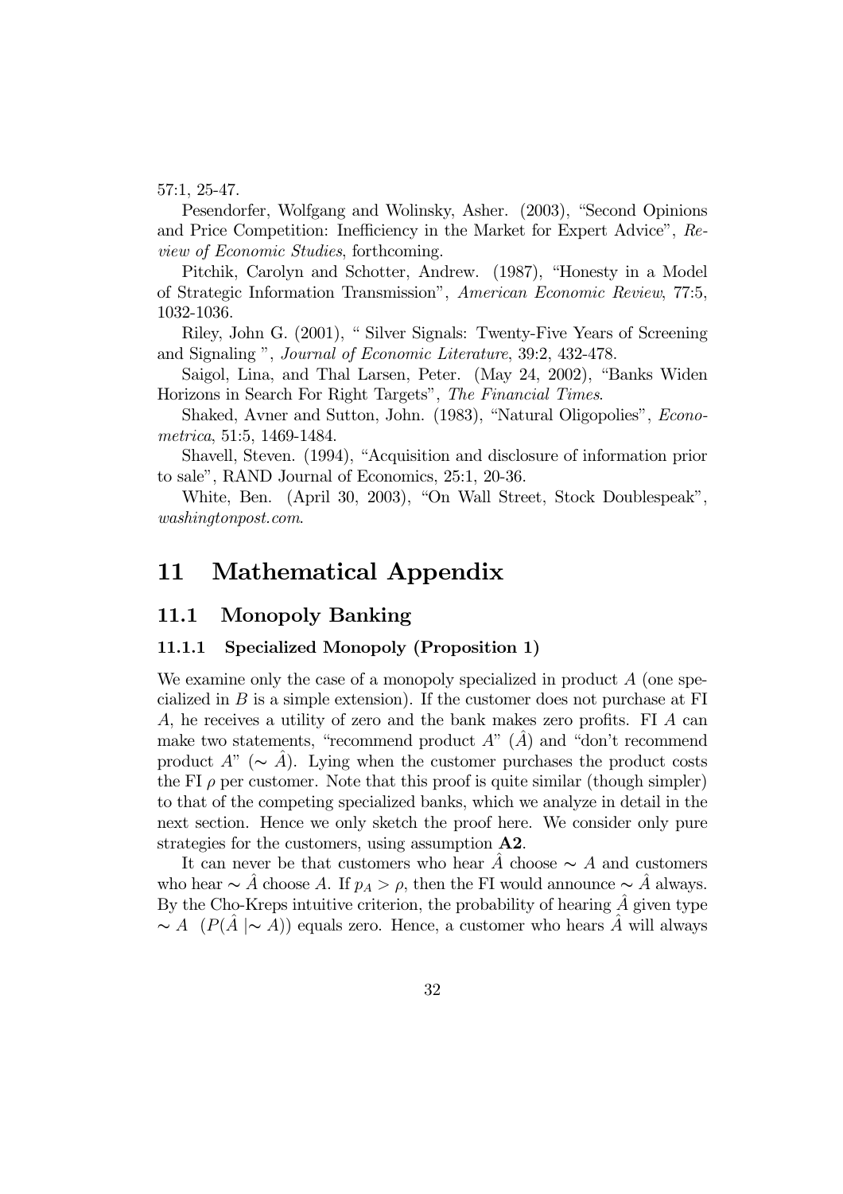57:1, 25-47.

Pesendorfer, Wolfgang and Wolinsky, Asher. (2003), "Second Opinions and Price Competition: Inefficiency in the Market for Expert Advice", *Review of Economic Studies*, forthcoming.

Pitchik, Carolyn and Schotter, Andrew. (1987), "Honesty in a Model of Strategic Information Transmission", *American Economic Review*, 77:5, 1032-1036.

Riley, John G. (2001), " Silver Signals: Twenty-Five Years of Screening and Signaling ", *Journal of Economic Literature*, 39:2, 432-478.

Saigol, Lina, and Thal Larsen, Peter. (May 24, 2002), "Banks Widen Horizons in Search For Right Targets", *The Financial Times*.

Shaked, Avner and Sutton, John. (1983), "Natural Oligopolies", *Econometrica*, 51:5, 1469-1484.

Shavell, Steven. (1994), "Acquisition and disclosure of information prior to sale", RAND Journal of Economics, 25:1, 20-36.

White, Ben. (April 30, 2003), "On Wall Street, Stock Doublespeak", *washingtonpost.com*.

# 11 Mathematical Appendix

## 11.1 Monopoly Banking

### 11.1.1 Specialized Monopoly (Proposition 1)

We examine only the case of a monopoly specialized in product $A$ (one specialized in $B$ is a simple extension). If the customer does not purchase at FI $A$, he receives a utility of zero and the bank makes zero profits. FI $A$ can make two statements, "recommend product $A$" ($\hat{A}$) and "don't recommend product $A$" ($\sim \hat{A}$). Lying when the customer purchases the product costs the FI $\rho$ per customer. Note that this proof is quite similar (though simpler) to that of the competing specialized banks, which we analyze in detail in the next section. Hence we only sketch the proof here. We consider only pure strategies for the customers, using assumption **A2**.

It can never be that customers who hear $\hat{A}$ choose $\sim A$ and customers who hear $\sim \hat{A}$ choose $A$. If $p_A > \rho$, then the FI would announce $\sim \hat{A}$ always. By the Cho-Kreps intuitive criterion, the probability of hearing $\hat{A}$ given type $\sim A$ ($P(\hat{A} \mid \sim A)$) equals zero. Hence, a customer who hears $\hat{A}$ will always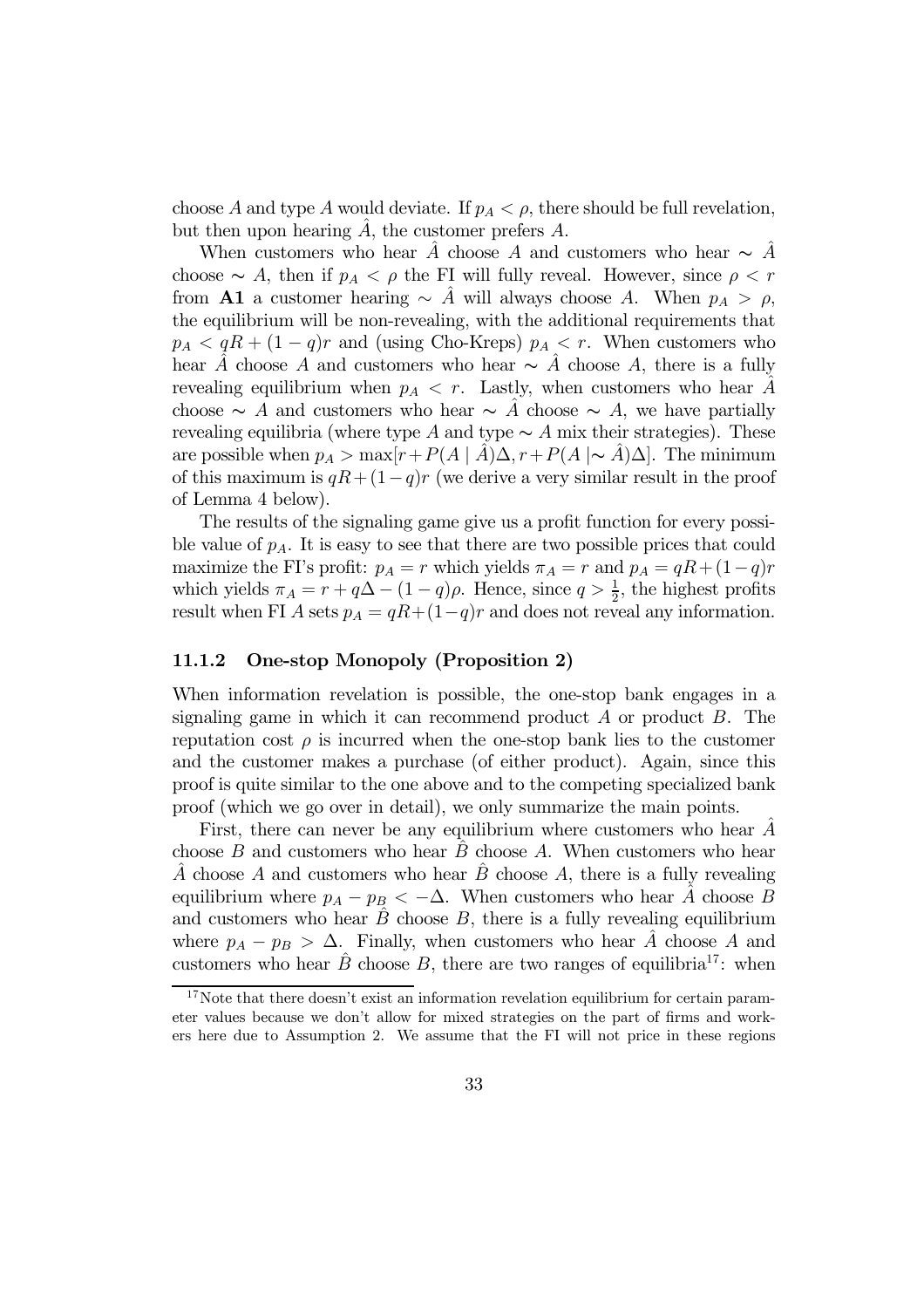choose $A$ and type $A$ would deviate. If $p_A < \rho$, there should be full revelation, but then upon hearing $\hat{A}$, the customer prefers $A$.

When customers who hear $\hat{A}$ choose $A$ and customers who hear $\sim \hat{A}$ choose $\sim A$, then if $p_A < \rho$ the FI will fully reveal. However, since $\rho < r$ from **A1** a customer hearing $\sim \hat{A}$ will always choose $A$. When $p_A > \rho$, the equilibrium will be non-revealing, with the additional requirements that $p_A < qR + (1-q)r$ and (using Cho-Kreps) $p_A < r$. When customers who hear $\hat{A}$ choose $A$ and customers who hear $\sim \hat{A}$ choose $A$, there is a fully revealing equilibrium when $p_A < r$. Lastly, when customers who hear $\hat{A}$ choose $\sim A$ and customers who hear $\sim \hat{A}$ choose $\sim A$, we have partially revealing equilibria (where type $A$ and type $\sim A$ mix their strategies). These are possible when $p_A > \max[r + P(A \mid \hat{A})\Delta, r + P(A \mid \sim \hat{A})\Delta]$. The minimum of this maximum is $qR + (1-q)r$ (we derive a very similar result in the proof of Lemma 4 below).

The results of the signaling game give us a profit function for every possible value of $p_A$. It is easy to see that there are two possible prices that could maximize the FI's profit: $p_A = r$ which yields $\pi_A = r$ and $p_A = qR + (1-q)r$ which yields $\pi_A = r + q\Delta - (1-q)\rho$. Hence, since $q > \frac{1}{2}$, the highest profits result when FI $A$ sets $p_A = qR + (1-q)r$ and does not reveal any information.

### 11.1.2 One-stop Monopoly (Proposition 2)

When information revelation is possible, the one-stop bank engages in a signaling game in which it can recommend product $A$ or product $B$. The reputation cost $\rho$ is incurred when the one-stop bank lies to the customer and the customer makes a purchase (of either product). Again, since this proof is quite similar to the one above and to the competing specialized bank proof (which we go over in detail), we only summarize the main points.

First, there can never be any equilibrium where customers who hear $\hat{A}$ choose $B$ and customers who hear $\hat{B}$ choose $A$. When customers who hear $\hat{A}$ choose $A$ and customers who hear $\hat{B}$ choose $A$, there is a fully revealing equilibrium where $p_A - p_B < -\Delta$. When customers who hear $\hat{A}$ choose $B$ and customers who hear $\hat{B}$ choose $B$, there is a fully revealing equilibrium where $p_A - p_B > \Delta$. Finally, when customers who hear $\hat{A}$ choose $A$ and customers who hear $\hat{B}$ choose $B$, there are two ranges of equilibria[17]: when

[17] Note that there doesn't exist an information revelation equilibrium for certain parameter values because we don't allow for mixed strategies on the part of firms and workers here due to Assumption 2. We assume that the FI will not price in these regions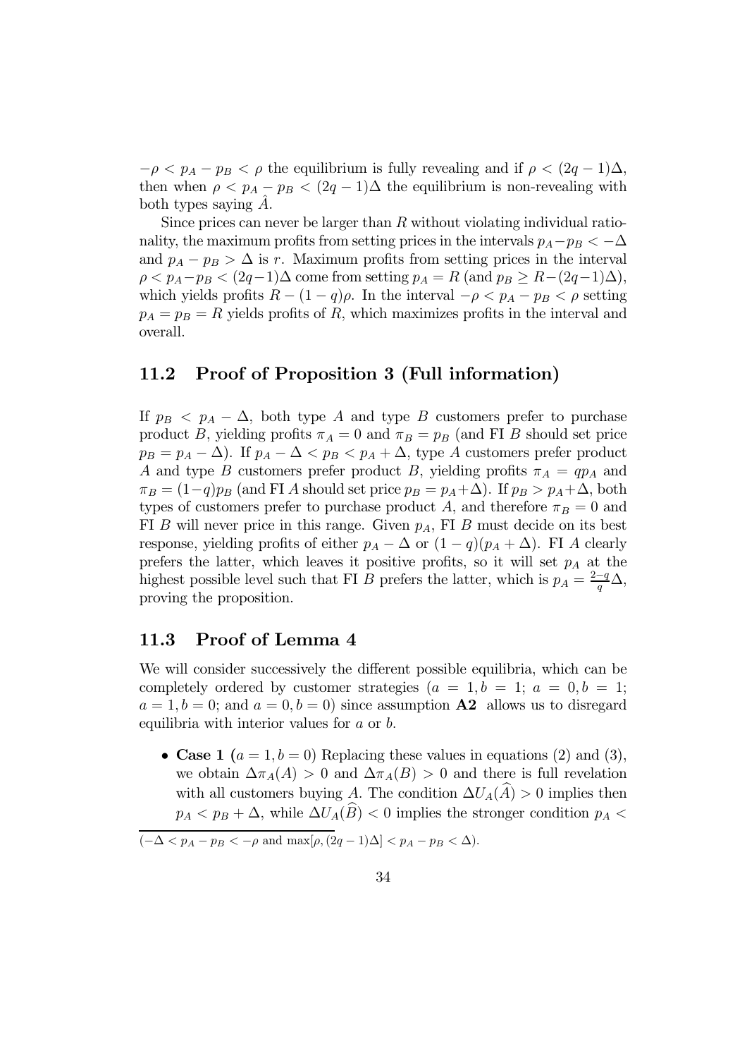$-\rho < p_A - p_B < \rho$ the equilibrium is fully revealing and if $\rho < (2q-1)\Delta$, then when $\rho < p_A - p_B < (2q-1)\Delta$ the equilibrium is non-revealing with both types saying $\hat{A}$.

Since prices can never be larger than $R$ without violating individual rationality, the maximum profits from setting prices in the intervals $p_A - p_B < -\Delta$ and $p_A - p_B > \Delta$ is $r$. Maximum profits from setting prices in the interval $\rho < p_A - p_B < (2q-1)\Delta$ come from setting $p_A = R$ (and $p_B \geq R - (2q-1)\Delta$), which yields profits $R - (1-q)\rho$. In the interval $-\rho < p_A - p_B < \rho$ setting $p_A = p_B = R$ yields profits of $R$, which maximizes profits in the interval and overall.

## 11.2 Proof of Proposition 3 (Full information)

If $p_B < p_A - \Delta$, both type $A$ and type $B$ customers prefer to purchase product $B$, yielding profits $\pi_A = 0$ and $\pi_B = p_B$ (and FI $B$ should set price $p_B = p_A - \Delta$). If $p_A - \Delta < p_B < p_A + \Delta$, type $A$ customers prefer product $A$ and type $B$ customers prefer product $B$, yielding profits $\pi_A = qp_A$ and $\pi_B = (1-q)p_B$ (and FI $A$ should set price $p_B = p_A + \Delta$). If $p_B > p_A + \Delta$, both types of customers prefer to purchase product $A$, and therefore $\pi_B = 0$ and FI $B$ will never price in this range. Given $p_A$, FI $B$ must decide on its best response, yielding profits of either $p_A - \Delta$ or $(1-q)(p_A + \Delta)$. FI $A$ clearly prefers the latter, which leaves it positive profits, so it will set $p_A$ at the highest possible level such that FI $B$ prefers the latter, which is $p_A = \frac{2-q}{q}\Delta$, proving the proposition.

## 11.3 Proof of Lemma 4

We will consider successively the different possible equilibria, which can be completely ordered by customer strategies ($a = 1, b = 1$; $a = 0, b = 1$; $a = 1, b = 0$; and $a = 0, b = 0$) since assumption **A2** allows us to disregard equilibria with interior values for $a$ or $b$.

- **Case 1** ($a = 1, b = 0$) Replacing these values in equations (2) and (3), we obtain $\Delta\pi_A(A) > 0$ and $\Delta\pi_A(B) > 0$ and there is full revelation with all customers buying $A$. The condition $\Delta U_A(\widehat{A}) > 0$ implies then $p_A < p_B + \Delta$, while $\Delta U_A(\widehat{B}) < 0$ implies the stronger condition $p_A <$

---

$(-\Delta < p_A - p_B < -\rho$ and $\max[\rho, (2q-1)\Delta] < p_A - p_B < \Delta)$.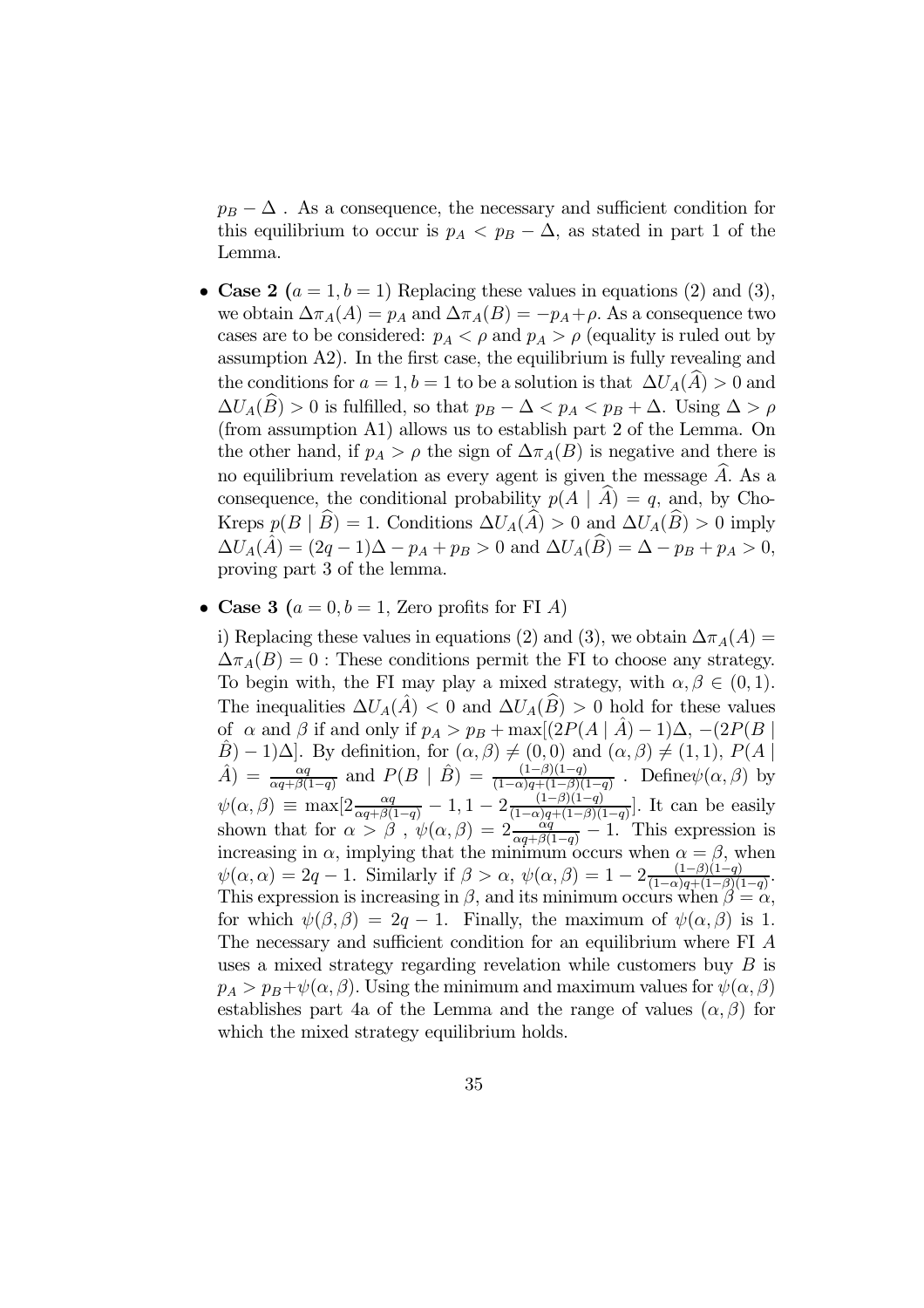$p_B - \Delta$ . As a consequence, the necessary and sufficient condition for this equilibrium to occur is $p_A < p_B - \Delta$, as stated in part 1 of the Lemma.

- **Case 2 (**$a = 1, b = 1$**)** Replacing these values in equations (2) and (3), we obtain $\Delta\pi_A(A) = p_A$ and $\Delta\pi_A(B) = -p_A + \rho$. As a consequence two cases are to be considered: $p_A < \rho$ and $p_A > \rho$ (equality is ruled out by assumption A2). In the first case, the equilibrium is fully revealing and the conditions for $a = 1, b = 1$ to be a solution is that $\Delta U_A(\widehat{A}) > 0$ and $\Delta U_A(\widehat{B}) > 0$ is fulfilled, so that $p_B - \Delta < p_A < p_B + \Delta$. Using $\Delta > \rho$ (from assumption A1) allows us to establish part 2 of the Lemma. On the other hand, if $p_A > \rho$ the sign of $\Delta\pi_A(B)$ is negative and there is no equilibrium revelation as every agent is given the message $\widehat{A}$. As a consequence, the conditional probability $p(A \mid \widehat{A}) = q$, and, by Cho-Kreps $p(B \mid \widehat{B}) = 1$. Conditions $\Delta U_A(\widehat{A}) > 0$ and $\Delta U_A(\widehat{B}) > 0$ imply $\Delta U_A(\hat{A}) = (2q-1)\Delta - p_A + p_B > 0$ and $\Delta U_A(\widehat{B}) = \Delta - p_B + p_A > 0$, proving part 3 of the lemma.

- **Case 3 (**$a = 0, b = 1$**, Zero profits for FI** $A$**)**

  i) Replacing these values in equations (2) and (3), we obtain $\Delta\pi_A(A) = \Delta\pi_A(B) = 0$ : These conditions permit the FI to choose any strategy. To begin with, the FI may play a mixed strategy, with $\alpha, \beta \in (0,1)$. The inequalities $\Delta U_A(\hat{A}) < 0$ and $\Delta U_A(\widehat{B}) > 0$ hold for these values of $\alpha$ and $\beta$ if and only if $p_A > p_B + \max[(2P(A \mid \hat{A}) - 1)\Delta, -(2P(B \mid \hat{B}) - 1)\Delta]$. By definition, for $(\alpha, \beta) \neq (0,0)$ and $(\alpha, \beta) \neq (1,1)$, $P(A \mid \hat{A}) = \frac{\alpha q}{\alpha q + \beta(1-q)}$ and $P(B \mid \hat{B}) = \frac{(1-\beta)(1-q)}{(1-\alpha)q + (1-\beta)(1-q)}$ . Define $\psi(\alpha, \beta)$ by $\psi(\alpha, \beta) \equiv \max[2\frac{\alpha q}{\alpha q + \beta(1-q)} - 1, 1 - 2\frac{(1-\beta)(1-q)}{(1-\alpha)q + (1-\beta)(1-q)}]$. It can be easily shown that for $\alpha > \beta$ , $\psi(\alpha, \beta) = 2\frac{\alpha q}{\alpha q + \beta(1-q)} - 1$. This expression is increasing in $\alpha$, implying that the minimum occurs when $\alpha = \beta$, when $\psi(\alpha, \alpha) = 2q - 1$. Similarly if $\beta > \alpha$, $\psi(\alpha, \beta) = 1 - 2\frac{(1-\beta)(1-q)}{(1-\alpha)q + (1-\beta)(1-q)}$. This expression is increasing in $\beta$, and its minimum occurs when $\beta = \alpha$, for which $\psi(\beta, \beta) = 2q - 1$. Finally, the maximum of $\psi(\alpha, \beta)$ is 1. The necessary and sufficient condition for an equilibrium where FI $A$ uses a mixed strategy regarding revelation while customers buy $B$ is $p_A > p_B + \psi(\alpha, \beta)$. Using the minimum and maximum values for $\psi(\alpha, \beta)$ establishes part 4a of the Lemma and the range of values $(\alpha, \beta)$ for which the mixed strategy equilibrium holds.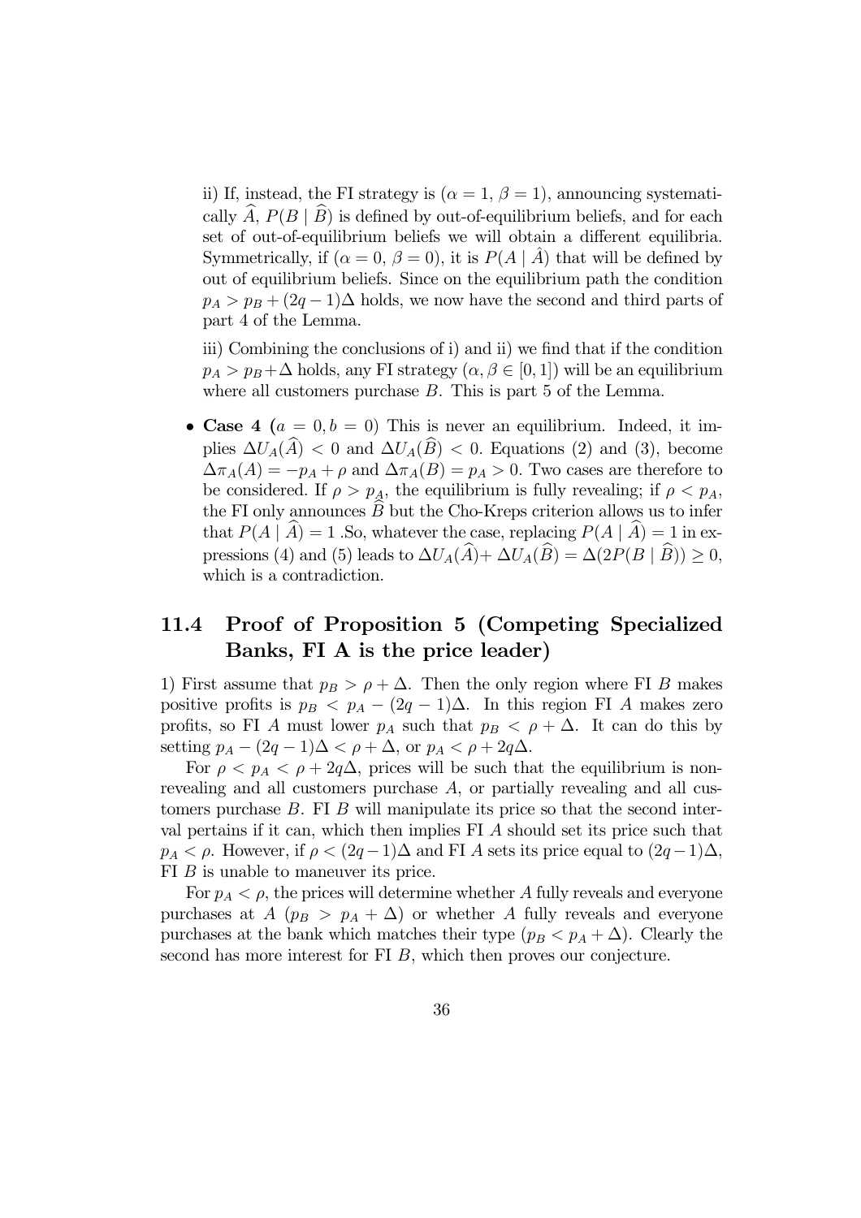ii) If, instead, the FI strategy is ($\alpha = 1$, $\beta = 1$), announcing systematically $\widehat{A}$, $P(B \mid \widehat{B})$ is defined by out-of-equilibrium beliefs, and for each set of out-of-equilibrium beliefs we will obtain a different equilibria. Symmetrically, if ($\alpha = 0$, $\beta = 0$), it is $P(A \mid \hat{A})$ that will be defined by out of equilibrium beliefs. Since on the equilibrium path the condition $p_A > p_B + (2q-1)\Delta$ holds, we now have the second and third parts of part 4 of the Lemma.

iii) Combining the conclusions of i) and ii) we find that if the condition $p_A > p_B + \Delta$ holds, any FI strategy ($\alpha, \beta \in [0, 1]$) will be an equilibrium where all customers purchase $B$. This is part 5 of the Lemma.

- **Case 4 ($a = 0, b = 0$)** This is never an equilibrium. Indeed, it implies $\Delta U_A(\widehat{A}) < 0$ and $\Delta U_A(\widehat{B}) < 0$. Equations (2) and (3), become $\Delta\pi_A(A) = -p_A + \rho$ and $\Delta\pi_A(B) = p_A > 0$. Two cases are therefore to be considered. If $\rho > p_A$, the equilibrium is fully revealing; if $\rho < p_A$, the FI only announces $\widehat{B}$ but the Cho-Kreps criterion allows us to infer that $P(A \mid \widehat{A}) = 1$ .So, whatever the case, replacing $P(A \mid \widehat{A}) = 1$ in expressions (4) and (5) leads to $\Delta U_A(\widehat{A}) + \Delta U_A(\widehat{B}) = \Delta(2P(B \mid \widehat{B})) \geq 0$, which is a contradiction.

## 11.4 Proof of Proposition 5 (Competing Specialized Banks, FI A is the price leader)

1) First assume that $p_B > \rho + \Delta$. Then the only region where FI $B$ makes positive profits is $p_B < p_A - (2q-1)\Delta$. In this region FI $A$ makes zero profits, so FI $A$ must lower $p_A$ such that $p_B < \rho + \Delta$. It can do this by setting $p_A - (2q-1)\Delta < \rho + \Delta$, or $p_A < \rho + 2q\Delta$.

For $\rho < p_A < \rho + 2q\Delta$, prices will be such that the equilibrium is non-revealing and all customers purchase $A$, or partially revealing and all customers purchase $B$. FI $B$ will manipulate its price so that the second interval pertains if it can, which then implies FI $A$ should set its price such that $p_A < \rho$. However, if $\rho < (2q-1)\Delta$ and FI $A$ sets its price equal to $(2q-1)\Delta$, FI $B$ is unable to maneuver its price.

For $p_A < \rho$, the prices will determine whether $A$ fully reveals and everyone purchases at $A$ ($p_B > p_A + \Delta$) or whether $A$ fully reveals and everyone purchases at the bank which matches their type ($p_B < p_A + \Delta$). Clearly the second has more interest for FI $B$, which then proves our conjecture.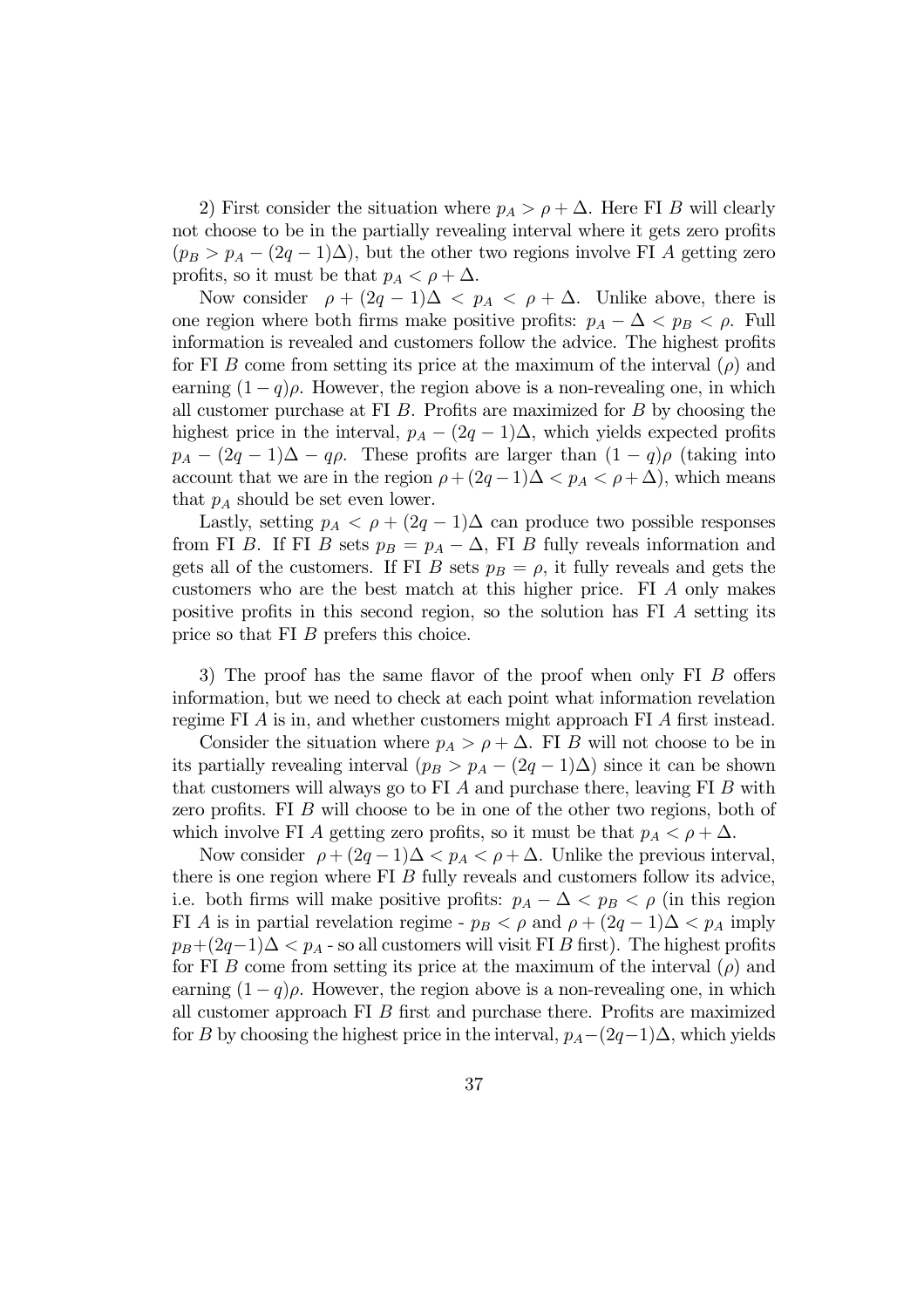2) First consider the situation where $p_A > \rho + \Delta$. Here FI $B$ will clearly not choose to be in the partially revealing interval where it gets zero profits ($p_B > p_A - (2q-1)\Delta$), but the other two regions involve FI $A$ getting zero profits, so it must be that $p_A < \rho + \Delta$.

Now consider $\rho + (2q-1)\Delta < p_A < \rho + \Delta$. Unlike above, there is one region where both firms make positive profits: $p_A - \Delta < p_B < \rho$. Full information is revealed and customers follow the advice. The highest profits for FI $B$ come from setting its price at the maximum of the interval ($\rho$) and earning $(1-q)\rho$. However, the region above is a non-revealing one, in which all customer purchase at FI $B$. Profits are maximized for $B$ by choosing the highest price in the interval, $p_A - (2q-1)\Delta$, which yields expected profits $p_A - (2q-1)\Delta - q\rho$. These profits are larger than $(1-q)\rho$ (taking into account that we are in the region $\rho + (2q-1)\Delta < p_A < \rho + \Delta$), which means that $p_A$ should be set even lower.

Lastly, setting $p_A < \rho + (2q-1)\Delta$ can produce two possible responses from FI $B$. If FI $B$ sets $p_B = p_A - \Delta$, FI $B$ fully reveals information and gets all of the customers. If FI $B$ sets $p_B = \rho$, it fully reveals and gets the customers who are the best match at this higher price. FI $A$ only makes positive profits in this second region, so the solution has FI $A$ setting its price so that FI $B$ prefers this choice.

3) The proof has the same flavor of the proof when only FI $B$ offers information, but we need to check at each point what information revelation regime FI $A$ is in, and whether customers might approach FI $A$ first instead.

Consider the situation where $p_A > \rho + \Delta$. FI $B$ will not choose to be in its partially revealing interval ($p_B > p_A - (2q-1)\Delta$) since it can be shown that customers will always go to FI $A$ and purchase there, leaving FI $B$ with zero profits. FI $B$ will choose to be in one of the other two regions, both of which involve FI $A$ getting zero profits, so it must be that $p_A < \rho + \Delta$.

Now consider $\rho + (2q-1)\Delta < p_A < \rho + \Delta$. Unlike the previous interval, there is one region where FI $B$ fully reveals and customers follow its advice, i.e. both firms will make positive profits: $p_A - \Delta < p_B < \rho$ (in this region FI $A$ is in partial revelation regime - $p_B < \rho$ and $\rho + (2q-1)\Delta < p_A$ imply $p_B + (2q-1)\Delta < p_A$ - so all customers will visit FI $B$ first). The highest profits for FI $B$ come from setting its price at the maximum of the interval ($\rho$) and earning $(1-q)\rho$. However, the region above is a non-revealing one, in which all customer approach FI $B$ first and purchase there. Profits are maximized for $B$ by choosing the highest price in the interval, $p_A - (2q-1)\Delta$, which yields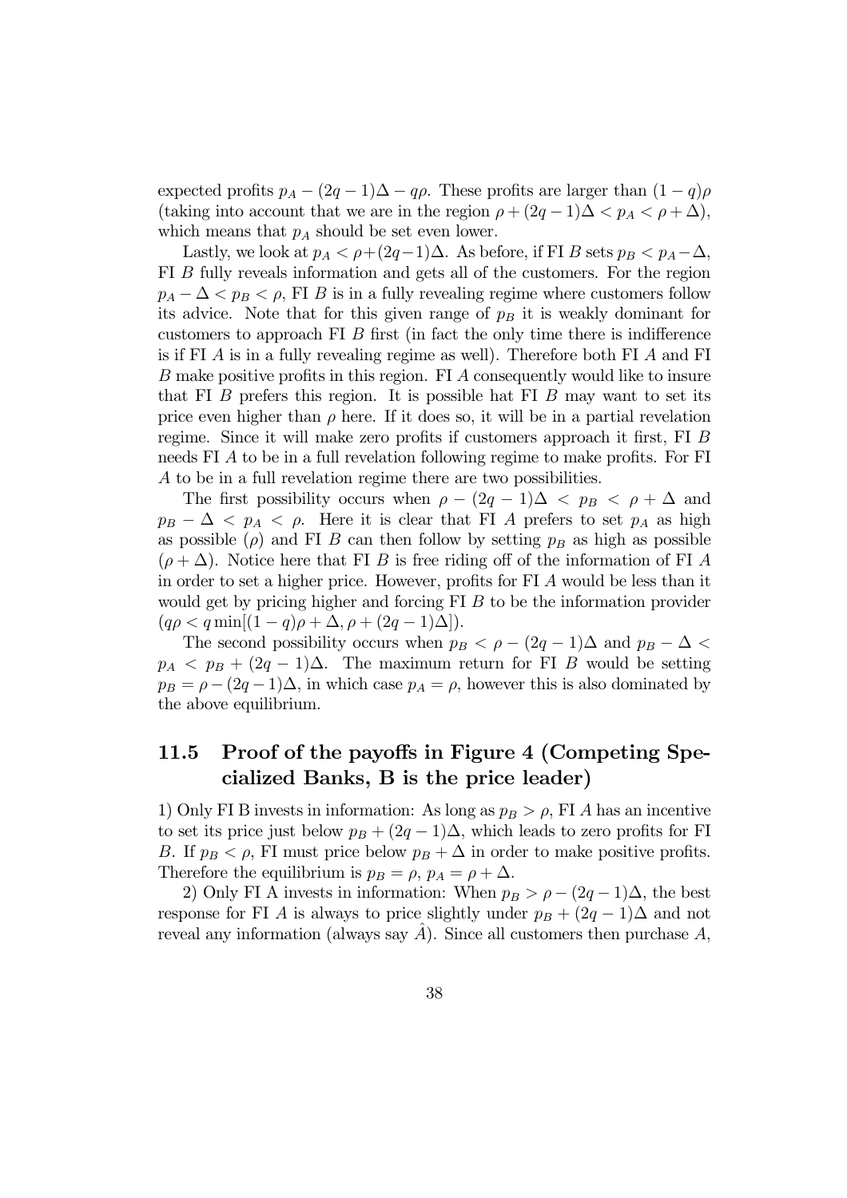expected profits $p_A - (2q-1)\Delta - q\rho$. These profits are larger than $(1-q)\rho$ (taking into account that we are in the region $\rho + (2q-1)\Delta < p_A < \rho + \Delta$), which means that $p_A$ should be set even lower.

Lastly, we look at $p_A < \rho + (2q-1)\Delta$. As before, if FI $B$ sets $p_B < p_A - \Delta$, FI $B$ fully reveals information and gets all of the customers. For the region $p_A - \Delta < p_B < \rho$, FI $B$ is in a fully revealing regime where customers follow its advice. Note that for this given range of $p_B$ it is weakly dominant for customers to approach FI $B$ first (in fact the only time there is indifference is if FI $A$ is in a fully revealing regime as well). Therefore both FI $A$ and FI $B$ make positive profits in this region. FI $A$ consequently would like to insure that FI $B$ prefers this region. It is possible hat FI $B$ may want to set its price even higher than $\rho$ here. If it does so, it will be in a partial revelation regime. Since it will make zero profits if customers approach it first, FI $B$ needs FI $A$ to be in a full revelation following regime to make profits. For FI $A$ to be in a full revelation regime there are two possibilities.

The first possibility occurs when $\rho - (2q-1)\Delta < p_B < \rho + \Delta$ and $p_B - \Delta < p_A < \rho$. Here it is clear that FI $A$ prefers to set $p_A$ as high as possible ($\rho$) and FI $B$ can then follow by setting $p_B$ as high as possible ($\rho + \Delta$). Notice here that FI $B$ is free riding off of the information of FI $A$ in order to set a higher price. However, profits for FI $A$ would be less than it would get by pricing higher and forcing FI $B$ to be the information provider ($q\rho < q \min[(1-q)\rho + \Delta, \rho + (2q-1)\Delta]$).

The second possibility occurs when $p_B < \rho - (2q-1)\Delta$ and $p_B - \Delta < p_A < p_B + (2q-1)\Delta$. The maximum return for FI $B$ would be setting $p_B = \rho - (2q-1)\Delta$, in which case $p_A = \rho$, however this is also dominated by the above equilibrium.

## 11.5 Proof of the payoffs in Figure 4 (Competing Specialized Banks, B is the price leader)

1) Only FI B invests in information: As long as $p_B > \rho$, FI $A$ has an incentive to set its price just below $p_B + (2q-1)\Delta$, which leads to zero profits for FI $B$. If $p_B < \rho$, FI must price below $p_B + \Delta$ in order to make positive profits. Therefore the equilibrium is $p_B = \rho$, $p_A = \rho + \Delta$.

2) Only FI A invests in information: When $p_B > \rho - (2q-1)\Delta$, the best response for FI $A$ is always to price slightly under $p_B + (2q-1)\Delta$ and not reveal any information (always say $\hat{A}$). Since all customers then purchase $A$,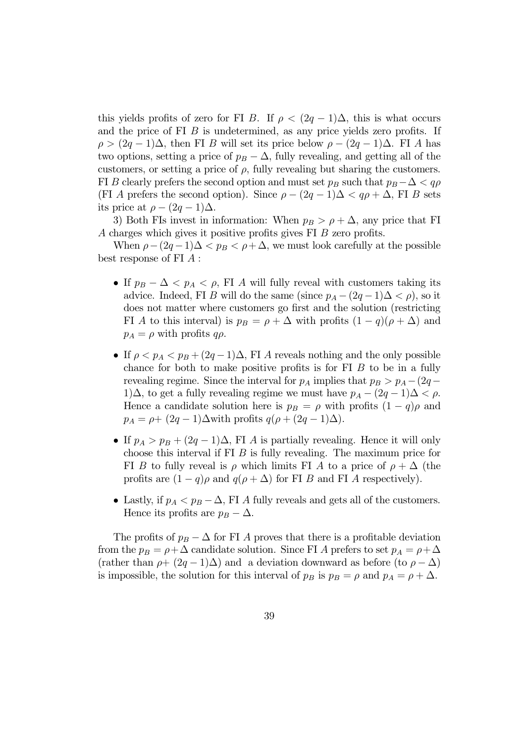this yields profits of zero for FI $B$. If $\rho < (2q-1)\Delta$, this is what occurs and the price of FI $B$ is undetermined, as any price yields zero profits. If $\rho > (2q-1)\Delta$, then FI $B$ will set its price below $\rho - (2q-1)\Delta$. FI $A$ has two options, setting a price of $p_B - \Delta$, fully revealing, and getting all of the customers, or setting a price of $\rho$, fully revealing but sharing the customers. FI $B$ clearly prefers the second option and must set $p_B$ such that $p_B - \Delta < q\rho$ (FI $A$ prefers the second option). Since $\rho - (2q-1)\Delta < q\rho + \Delta$, FI $B$ sets its price at $\rho - (2q-1)\Delta$.

3) Both FIs invest in information: When $p_B > \rho + \Delta$, any price that FI $A$ charges which gives it positive profits gives FI $B$ zero profits.

When $\rho - (2q-1)\Delta < p_B < \rho + \Delta$, we must look carefully at the possible best response of FI $A$ :

- If $p_B - \Delta < p_A < \rho$, FI $A$ will fully reveal with customers taking its advice. Indeed, FI $B$ will do the same (since $p_A - (2q-1)\Delta < \rho$), so it does not matter where customers go first and the solution (restricting FI $A$ to this interval) is $p_B = \rho + \Delta$ with profits $(1-q)(\rho + \Delta)$ and $p_A = \rho$ with profits $q\rho$.

- If $\rho < p_A < p_B + (2q-1)\Delta$, FI $A$ reveals nothing and the only possible chance for both to make positive profits is for FI $B$ to be in a fully revealing regime. Since the interval for $p_A$ implies that $p_B > p_A - (2q-1)\Delta$, to get a fully revealing regime we must have $p_A - (2q-1)\Delta < \rho$. Hence a candidate solution here is $p_B = \rho$ with profits $(1-q)\rho$ and $p_A = \rho + (2q-1)\Delta$with profits $q(\rho + (2q-1)\Delta)$.

- If $p_A > p_B + (2q-1)\Delta$, FI $A$ is partially revealing. Hence it will only choose this interval if FI $B$ is fully revealing. The maximum price for FI $B$ to fully reveal is $\rho$ which limits FI $A$ to a price of $\rho + \Delta$ (the profits are $(1-q)\rho$ and $q(\rho + \Delta)$ for FI $B$ and FI $A$ respectively).

- Lastly, if $p_A < p_B - \Delta$, FI $A$ fully reveals and gets all of the customers. Hence its profits are $p_B - \Delta$.

The profits of $p_B - \Delta$ for FI $A$ proves that there is a profitable deviation from the $p_B = \rho + \Delta$ candidate solution. Since FI $A$ prefers to set $p_A = \rho + \Delta$ (rather than $\rho + (2q-1)\Delta$) and a deviation downward as before (to $\rho - \Delta$) is impossible, the solution for this interval of $p_B$ is $p_B = \rho$ and $p_A = \rho + \Delta$.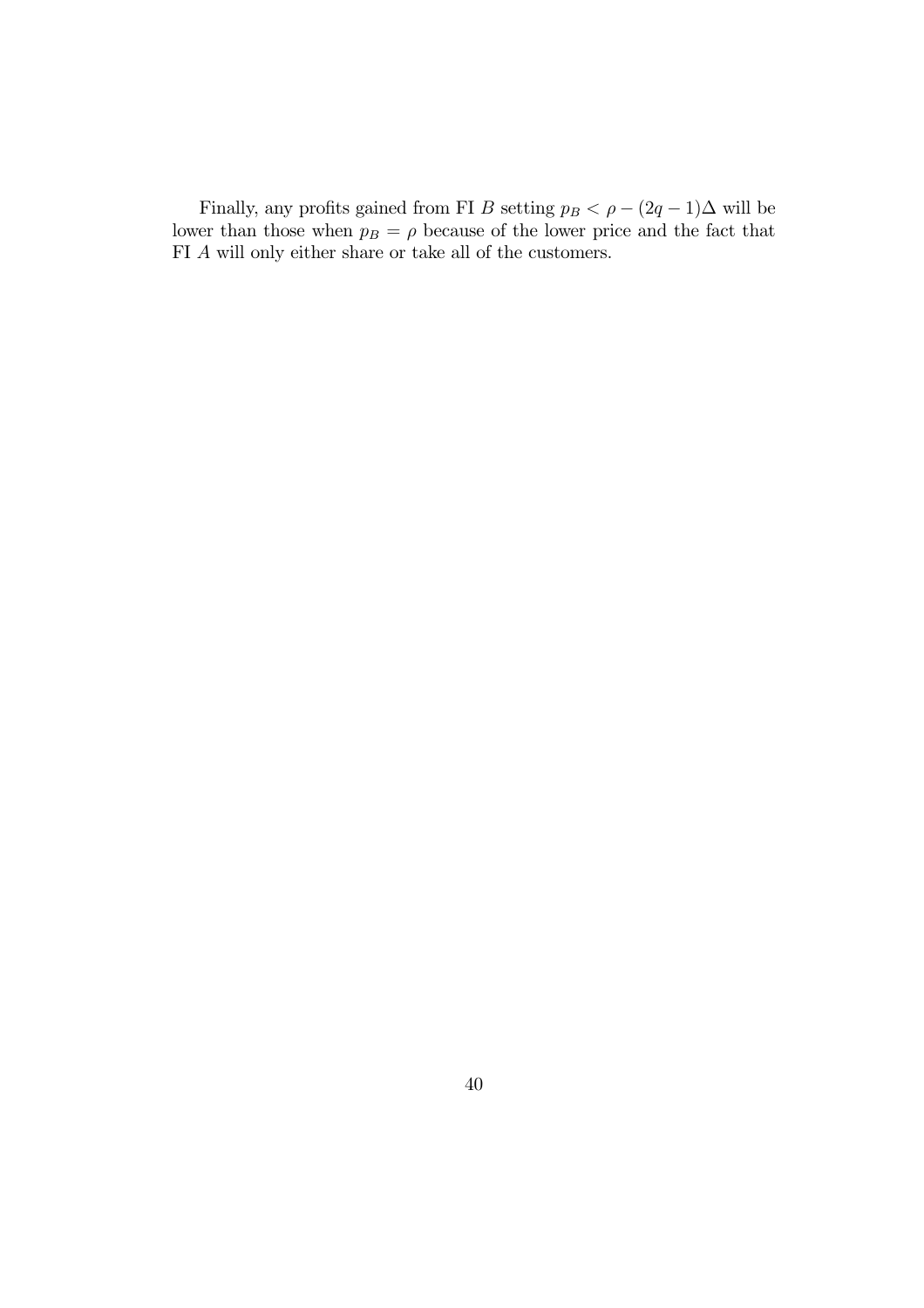Finally, any profits gained from FI $B$ setting $p_B < \rho - (2q - 1)\Delta$ will be lower than those when $p_B = \rho$ because of the lower price and the fact that FI $A$ will only either share or take all of the customers.